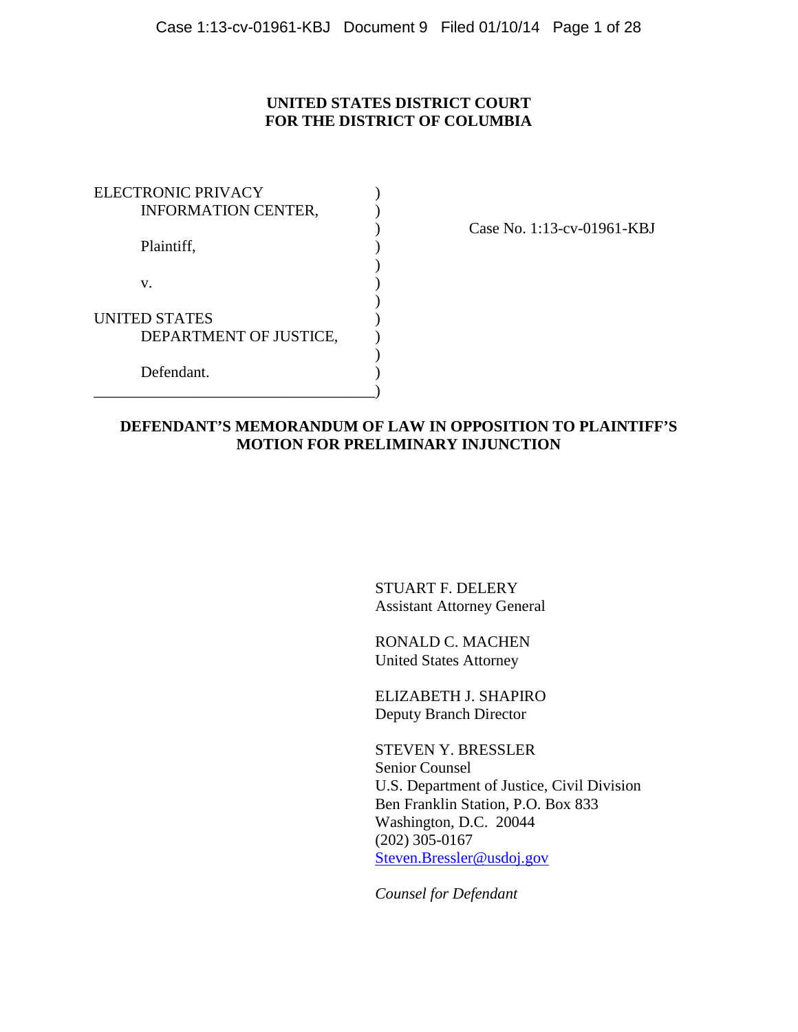**UNITED STATES DISTRICT COURT**
**FOR THE DISTRICT OF COLUMBIA**

ELECTRONIC PRIVACY INFORMATION CENTER,

Plaintiff,

v.

UNITED STATES DEPARTMENT OF JUSTICE,

Defendant.

Case No. 1:13-cv-01961-KBJ

**DEFENDANT'S MEMORANDUM OF LAW IN OPPOSITION TO PLAINTIFF'S MOTION FOR PRELIMINARY INJUNCTION**

STUART F. DELERY
Assistant Attorney General

RONALD C. MACHEN
United States Attorney

ELIZABETH J. SHAPIRO
Deputy Branch Director

STEVEN Y. BRESSLER
Senior Counsel
U.S. Department of Justice, Civil Division
Ben Franklin Station, P.O. Box 833
Washington, D.C. 20044
(202) 305-0167
Steven.Bressler@usdoj.gov

*Counsel for Defendant*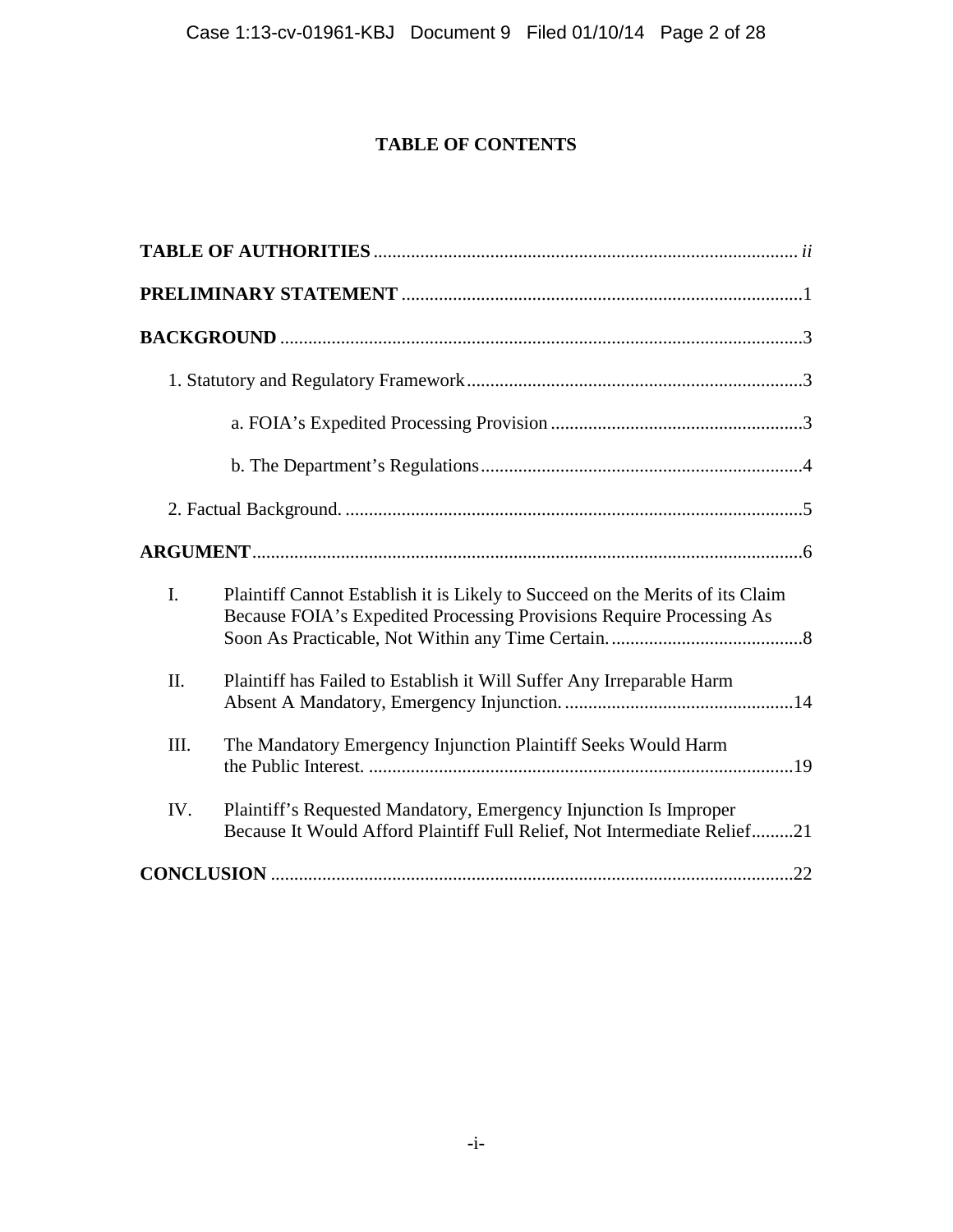# TABLE OF CONTENTS

**TABLE OF AUTHORITIES** .......... *ii*

**PRELIMINARY STATEMENT** .......... 1

**BACKGROUND** .......... 3

1. Statutory and Regulatory Framework .......... 3

   a. FOIA's Expedited Processing Provision .......... 3

   b. The Department's Regulations .......... 4

2. Factual Background. .......... 5

**ARGUMENT** .......... 6

I. Plaintiff Cannot Establish it is Likely to Succeed on the Merits of its Claim Because FOIA's Expedited Processing Provisions Require Processing As Soon As Practicable, Not Within any Time Certain. .......... 8

II. Plaintiff has Failed to Establish it Will Suffer Any Irreparable Harm Absent A Mandatory, Emergency Injunction. .......... 14

III. The Mandatory Emergency Injunction Plaintiff Seeks Would Harm the Public Interest. .......... 19

IV. Plaintiff's Requested Mandatory, Emergency Injunction Is Improper Because It Would Afford Plaintiff Full Relief, Not Intermediate Relief .......... 21

**CONCLUSION** .......... 22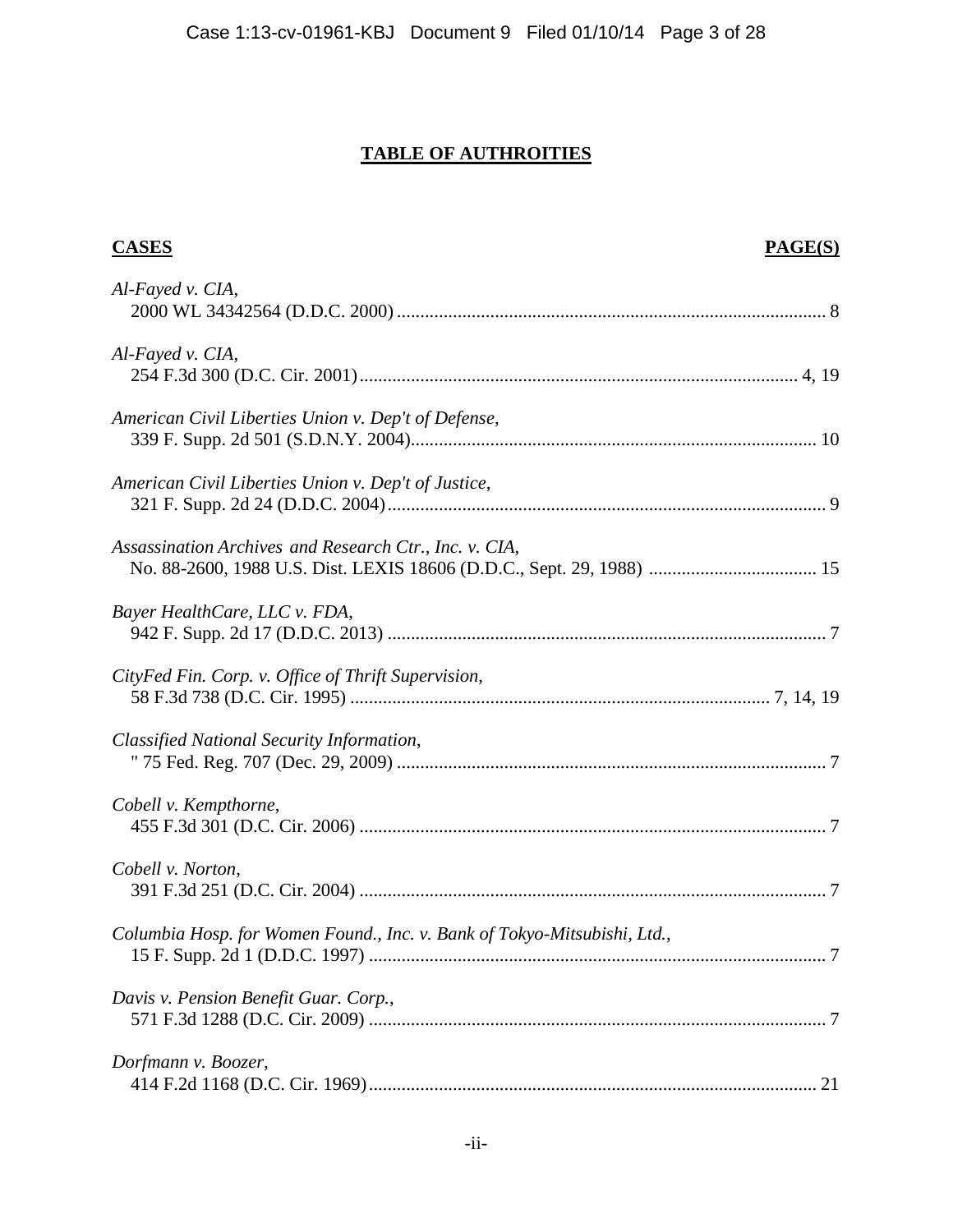## TABLE OF AUTHROITIES

**CASES** **PAGE(S)**

*Al-Fayed v. CIA*,
2000 WL 34342564 (D.D.C. 2000) ........................................................................................... 8

*Al-Fayed v. CIA*,
254 F.3d 300 (D.C. Cir. 2001)............................................................................................. 4, 19

*American Civil Liberties Union v. Dep't of Defense*,
339 F. Supp. 2d 501 (S.D.N.Y. 2004)...................................................................................... 10

*American Civil Liberties Union v. Dep't of Justice*,
321 F. Supp. 2d 24 (D.D.C. 2004)............................................................................................. 9

*Assassination Archives and Research Ctr., Inc. v. CIA*,
No. 88-2600, 1988 U.S. Dist. LEXIS 18606 (D.D.C., Sept. 29, 1988) .................................... 15

*Bayer HealthCare, LLC v. FDA*,
942 F. Supp. 2d 17 (D.D.C. 2013) ............................................................................................. 7

*CityFed Fin. Corp. v. Office of Thrift Supervision*,
58 F.3d 738 (D.C. Cir. 1995) ......................................................................................... 7, 14, 19

*Classified National Security Information*,
" 75 Fed. Reg. 707 (Dec. 29, 2009) ............................................................................................ 7

*Cobell v. Kempthorne*,
455 F.3d 301 (D.C. Cir. 2006) .................................................................................................... 7

*Cobell v. Norton*,
391 F.3d 251 (D.C. Cir. 2004) .................................................................................................... 7

*Columbia Hosp. for Women Found., Inc. v. Bank of Tokyo-Mitsubishi, Ltd.*,
15 F. Supp. 2d 1 (D.D.C. 1997) ................................................................................................. 7

*Davis v. Pension Benefit Guar. Corp.*,
571 F.3d 1288 (D.C. Cir. 2009) .................................................................................................. 7

*Dorfmann v. Boozer*,
414 F.2d 1168 (D.C. Cir. 1969)................................................................................................ 21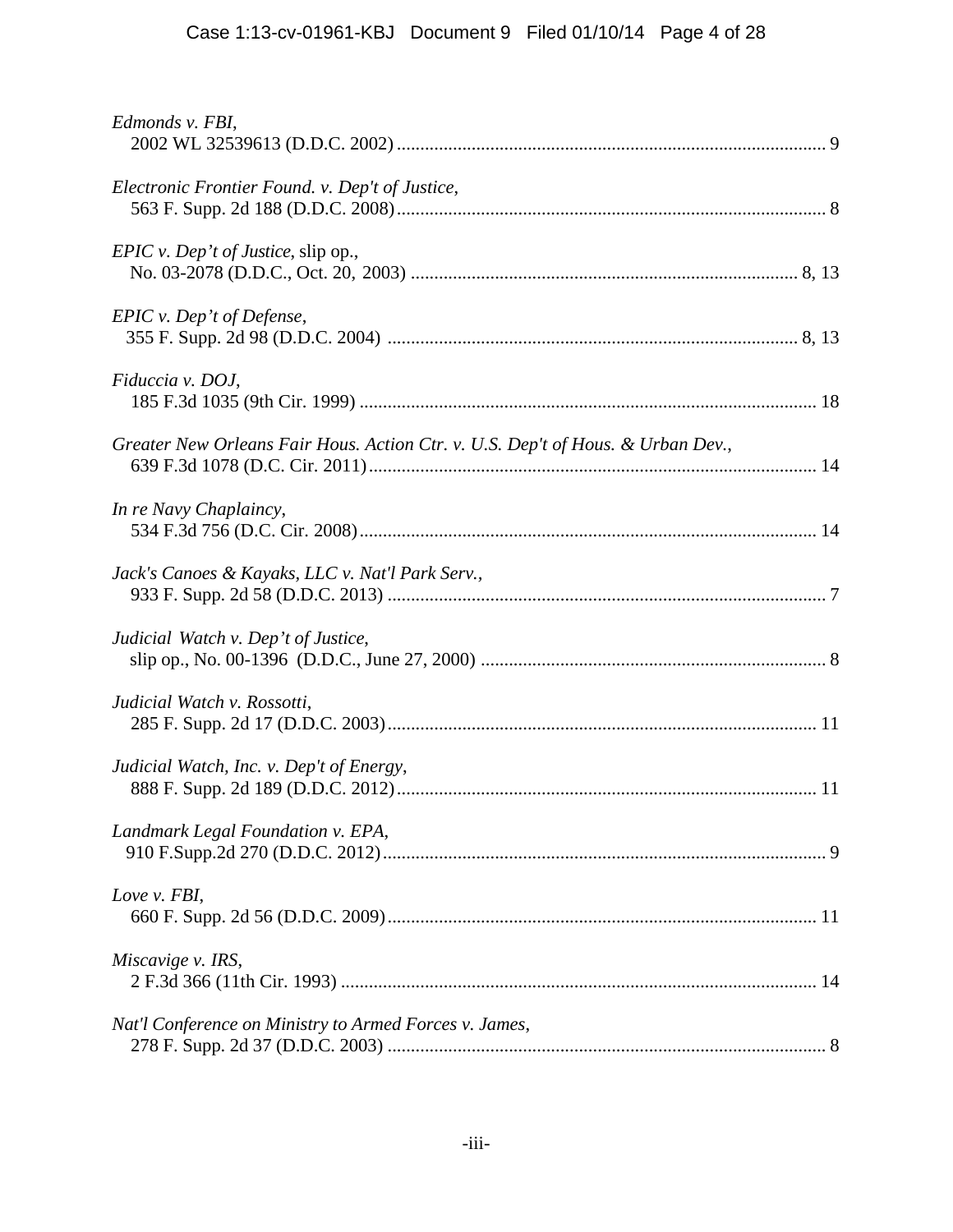*Edmonds v. FBI*,
2002 WL 32539613 (D.D.C. 2002) ........................................................................................... 9

*Electronic Frontier Found. v. Dep't of Justice*,
563 F. Supp. 2d 188 (D.D.C. 2008)........................................................................................... 8

*EPIC v. Dep't of Justice*, slip op.,
No. 03-2078 (D.D.C., Oct. 20, 2003) .................................................................................. 8, 13

*EPIC v. Dep't of Defense*,
355 F. Supp. 2d 98 (D.D.C. 2004) ....................................................................................... 8, 13

*Fiduccia v. DOJ*,
185 F.3d 1035 (9th Cir. 1999) ................................................................................................ 18

*Greater New Orleans Fair Hous. Action Ctr. v. U.S. Dep't of Hous. & Urban Dev.*,
639 F.3d 1078 (D.C. Cir. 2011)............................................................................................... 14

*In re Navy Chaplaincy*,
534 F.3d 756 (D.C. Cir. 2008)................................................................................................. 14

*Jack's Canoes & Kayaks, LLC v. Nat'l Park Serv.*,
933 F. Supp. 2d 58 (D.D.C. 2013) ............................................................................................. 7

*Judicial Watch v. Dep't of Justice*,
slip op., No. 00-1396 (D.D.C., June 27, 2000) .......................................................................... 8

*Judicial Watch v. Rossotti*,
285 F. Supp. 2d 17 (D.D.C. 2003)........................................................................................... 11

*Judicial Watch, Inc. v. Dep't of Energy*,
888 F. Supp. 2d 189 (D.D.C. 2012)......................................................................................... 11

*Landmark Legal Foundation v. EPA*,
910 F.Supp.2d 270 (D.D.C. 2012)............................................................................................. 9

*Love v. FBI*,
660 F. Supp. 2d 56 (D.D.C. 2009)........................................................................................... 11

*Miscavige v. IRS*,
2 F.3d 366 (11th Cir. 1993) ..................................................................................................... 14

*Nat'l Conference on Ministry to Armed Forces v. James*,
278 F. Supp. 2d 37 (D.D.C. 2003) ............................................................................................ 8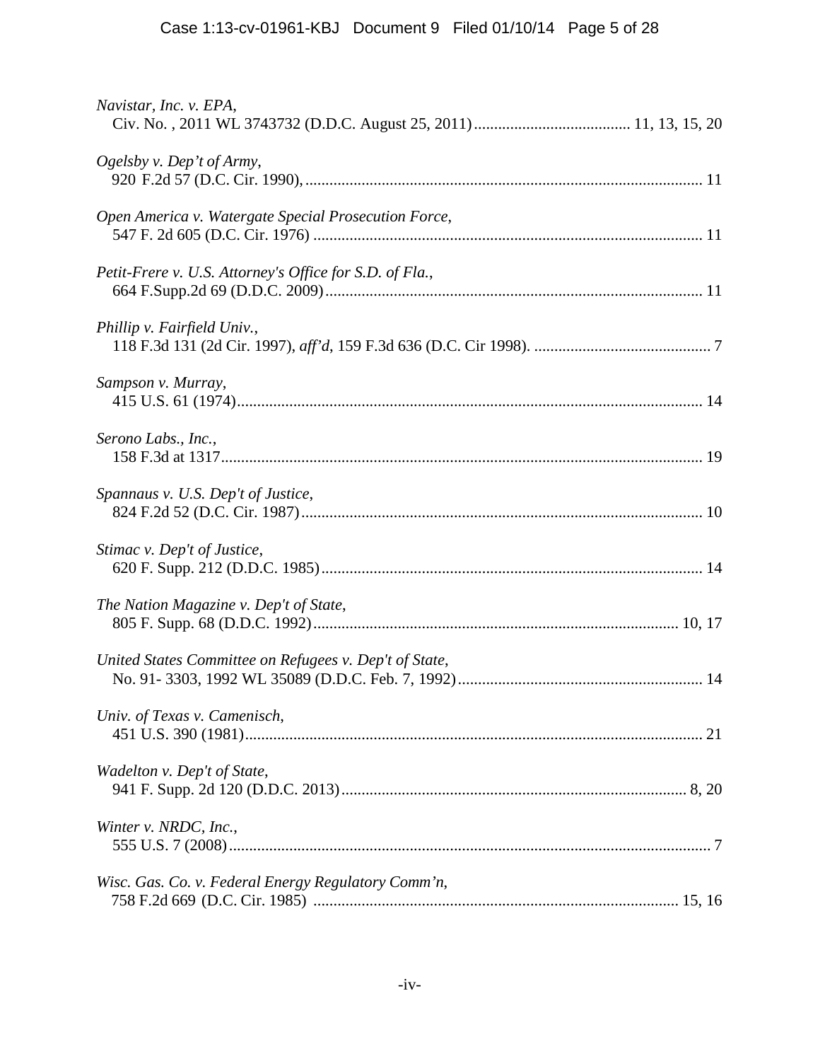*Navistar, Inc. v. EPA*,
Civ. No. , 2011 WL 3743732 (D.D.C. August 25, 2011) ........................................ 11, 13, 15, 20

*Ogelsby v. Dep't of Army*,
920 F.2d 57 (D.C. Cir. 1990), ......................................................................................... 11

*Open America v. Watergate Special Prosecution Force*,
547 F. 2d 605 (D.C. Cir. 1976) ...................................................................................... 11

*Petit-Frere v. U.S. Attorney's Office for S.D. of Fla.*,
664 F.Supp.2d 69 (D.D.C. 2009) .................................................................................... 11

*Phillip v. Fairfield Univ.*,
118 F.3d 131 (2d Cir. 1997), *aff'd*, 159 F.3d 636 (D.C. Cir 1998). ............................................ 7

*Sampson v. Murray*,
415 U.S. 61 (1974) ........................................................................................................... 14

*Serono Labs., Inc.*,
158 F.3d at 1317 .............................................................................................................. 19

*Spannaus v. U.S. Dep't of Justice*,
824 F.2d 52 (D.C. Cir. 1987) ........................................................................................... 10

*Stimac v. Dep't of Justice*,
620 F. Supp. 212 (D.D.C. 1985) ...................................................................................... 14

*The Nation Magazine v. Dep't of State*,
805 F. Supp. 68 (D.D.C. 1992) .................................................................................. 10, 17

*United States Committee on Refugees v. Dep't of State*,
No. 91- 3303, 1992 WL 35089 (D.D.C. Feb. 7, 1992) ........................................................... 14

*Univ. of Texas v. Camenisch*,
451 U.S. 390 (1981) ......................................................................................................... 21

*Wadelton v. Dep't of State*,
941 F. Supp. 2d 120 (D.D.C. 2013) ............................................................................ 8, 20

*Winter v. NRDC, Inc.*,
555 U.S. 7 (2008) ............................................................................................................... 7

*Wisc. Gas. Co. v. Federal Energy Regulatory Comm'n*,
758 F.2d 669 (D.C. Cir. 1985) ................................................................................. 15, 16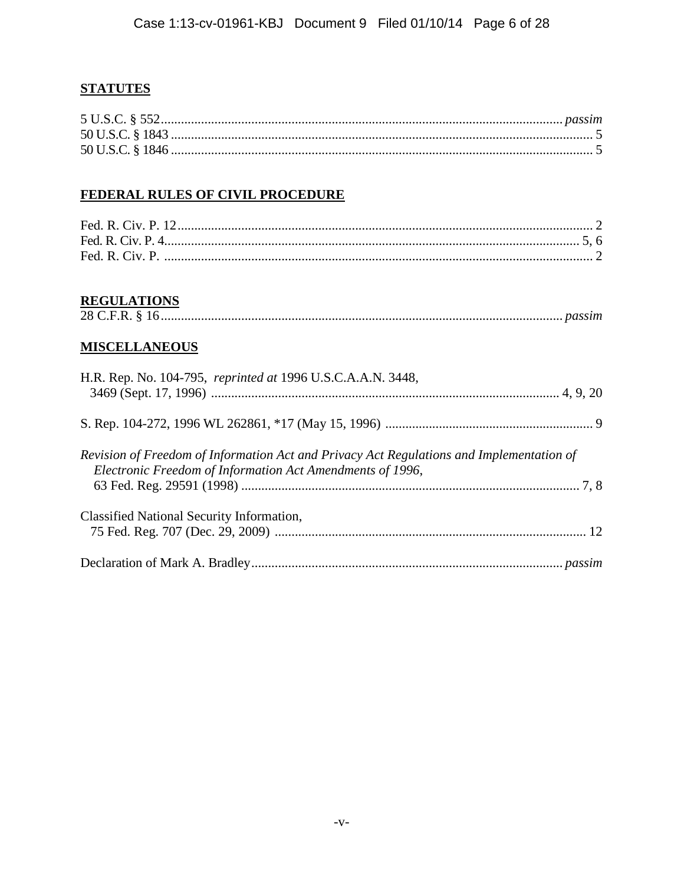**STATUTES**

5 U.S.C. § 552 ........................................................................................................................ *passim*
50 U.S.C. § 1843 ............................................................................................................................ 5
50 U.S.C. § 1846 ............................................................................................................................ 5

**FEDERAL RULES OF CIVIL PROCEDURE**

Fed. R. Civ. P. 12 .......................................................................................................................... 2
Fed. R. Civ. P. 4 ....................................................................................................................... 5, 6
Fed. R. Civ. P. .............................................................................................................................. 2

**REGULATIONS**

28 C.F.R. § 16 ....................................................................................................................... *passim*

**MISCELLANEOUS**

H.R. Rep. No. 104-795, *reprinted at* 1996 U.S.C.A.A.N. 3448,
3469 (Sept. 17, 1996) ....................................................................................................... 4, 9, 20

S. Rep. 104-272, 1996 WL 262861, *17 (May 15, 1996) .............................................................. 9

*Revision of Freedom of Information Act and Privacy Act Regulations and Implementation of Electronic Freedom of Information Act Amendments of 1996*,
63 Fed. Reg. 29591 (1998) .................................................................................................... 7, 8

Classified National Security Information,
75 Fed. Reg. 707 (Dec. 29, 2009) ............................................................................................ 12

Declaration of Mark A. Bradley ............................................................................................ *passim*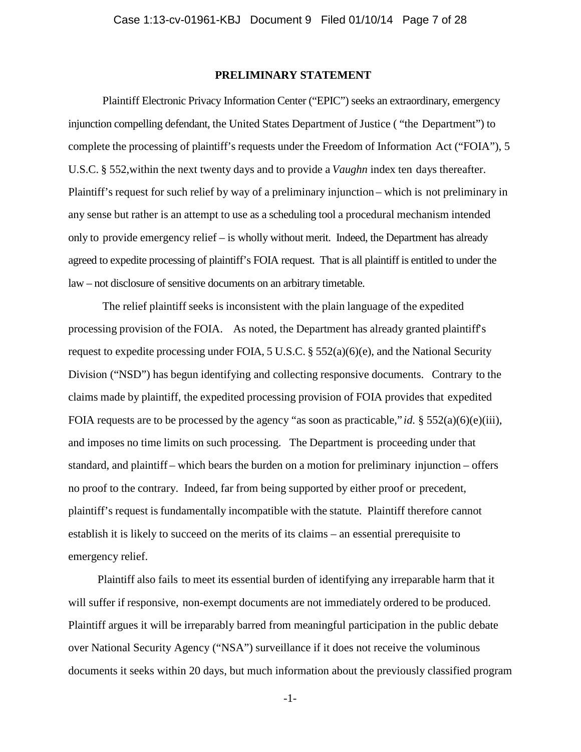## PRELIMINARY STATEMENT

Plaintiff Electronic Privacy Information Center ("EPIC") seeks an extraordinary, emergency injunction compelling defendant, the United States Department of Justice ( "the Department") to complete the processing of plaintiff's requests under the Freedom of Information Act ("FOIA"), 5 U.S.C. § 552,within the next twenty days and to provide a *Vaughn* index ten days thereafter. Plaintiff's request for such relief by way of a preliminary injunction – which is not preliminary in any sense but rather is an attempt to use as a scheduling tool a procedural mechanism intended only to provide emergency relief – is wholly without merit. Indeed, the Department has already agreed to expedite processing of plaintiff's FOIA request. That is all plaintiff is entitled to under the law – not disclosure of sensitive documents on an arbitrary timetable.

The relief plaintiff seeks is inconsistent with the plain language of the expedited processing provision of the FOIA. As noted, the Department has already granted plaintiff's request to expedite processing under FOIA, 5 U.S.C. § 552(a)(6)(e), and the National Security Division ("NSD") has begun identifying and collecting responsive documents. Contrary to the claims made by plaintiff, the expedited processing provision of FOIA provides that expedited FOIA requests are to be processed by the agency "as soon as practicable," *id.* § 552(a)(6)(e)(iii), and imposes no time limits on such processing. The Department is proceeding under that standard, and plaintiff – which bears the burden on a motion for preliminary injunction – offers no proof to the contrary. Indeed, far from being supported by either proof or precedent, plaintiff's request is fundamentally incompatible with the statute. Plaintiff therefore cannot establish it is likely to succeed on the merits of its claims – an essential prerequisite to emergency relief.

Plaintiff also fails to meet its essential burden of identifying any irreparable harm that it will suffer if responsive, non-exempt documents are not immediately ordered to be produced. Plaintiff argues it will be irreparably barred from meaningful participation in the public debate over National Security Agency ("NSA") surveillance if it does not receive the voluminous documents it seeks within 20 days, but much information about the previously classified program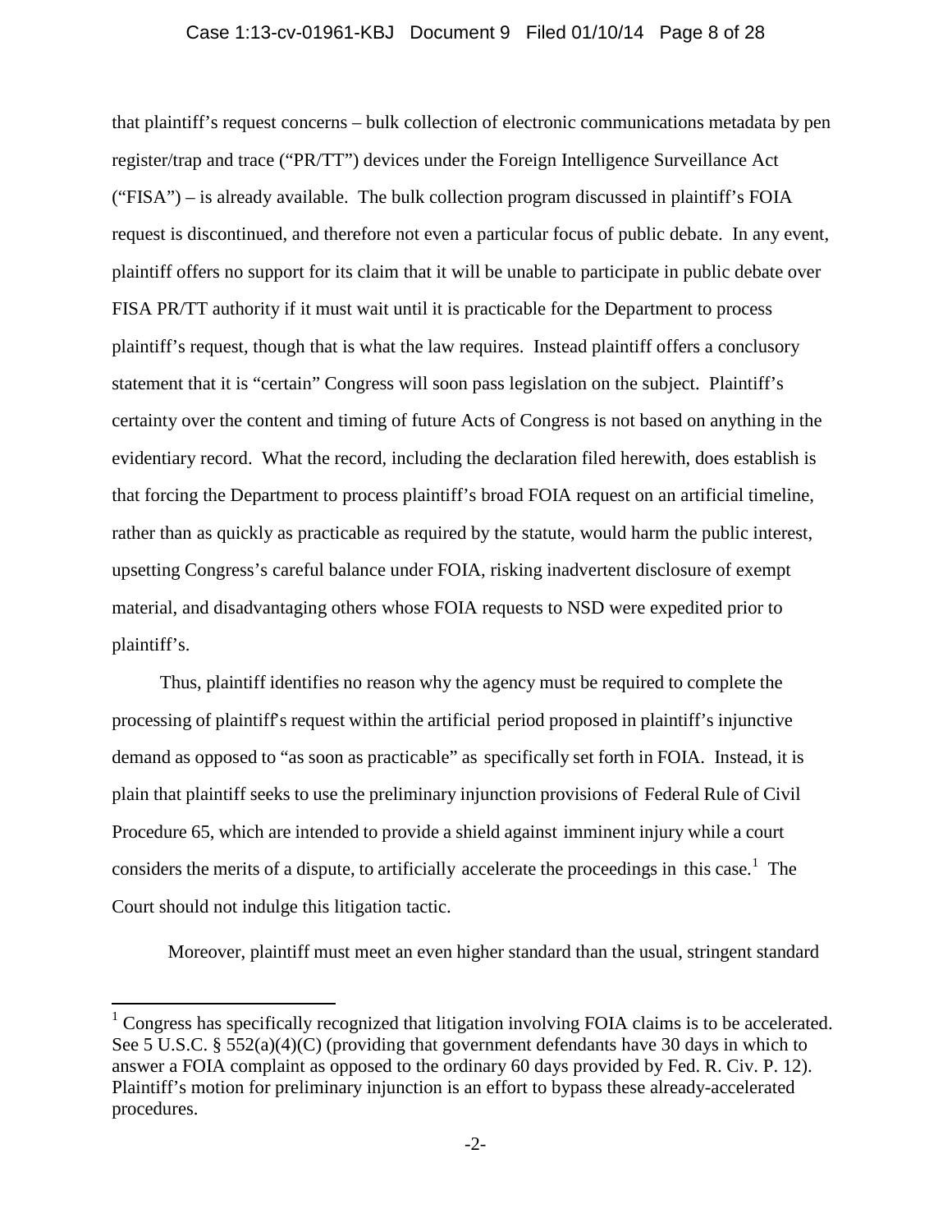that plaintiff's request concerns – bulk collection of electronic communications metadata by pen register/trap and trace ("PR/TT") devices under the Foreign Intelligence Surveillance Act ("FISA") – is already available. The bulk collection program discussed in plaintiff's FOIA request is discontinued, and therefore not even a particular focus of public debate. In any event, plaintiff offers no support for its claim that it will be unable to participate in public debate over FISA PR/TT authority if it must wait until it is practicable for the Department to process plaintiff's request, though that is what the law requires. Instead plaintiff offers a conclusory statement that it is "certain" Congress will soon pass legislation on the subject. Plaintiff's certainty over the content and timing of future Acts of Congress is not based on anything in the evidentiary record. What the record, including the declaration filed herewith, does establish is that forcing the Department to process plaintiff's broad FOIA request on an artificial timeline, rather than as quickly as practicable as required by the statute, would harm the public interest, upsetting Congress's careful balance under FOIA, risking inadvertent disclosure of exempt material, and disadvantaging others whose FOIA requests to NSD were expedited prior to plaintiff's.

Thus, plaintiff identifies no reason why the agency must be required to complete the processing of plaintiff's request within the artificial period proposed in plaintiff's injunctive demand as opposed to "as soon as practicable" as specifically set forth in FOIA. Instead, it is plain that plaintiff seeks to use the preliminary injunction provisions of Federal Rule of Civil Procedure 65, which are intended to provide a shield against imminent injury while a court considers the merits of a dispute, to artificially accelerate the proceedings in this case.[1] The Court should not indulge this litigation tactic.

Moreover, plaintiff must meet an even higher standard than the usual, stringent standard

[1] Congress has specifically recognized that litigation involving FOIA claims is to be accelerated. See 5 U.S.C. § 552(a)(4)(C) (providing that government defendants have 30 days in which to answer a FOIA complaint as opposed to the ordinary 60 days provided by Fed. R. Civ. P. 12). Plaintiff's motion for preliminary injunction is an effort to bypass these already-accelerated procedures.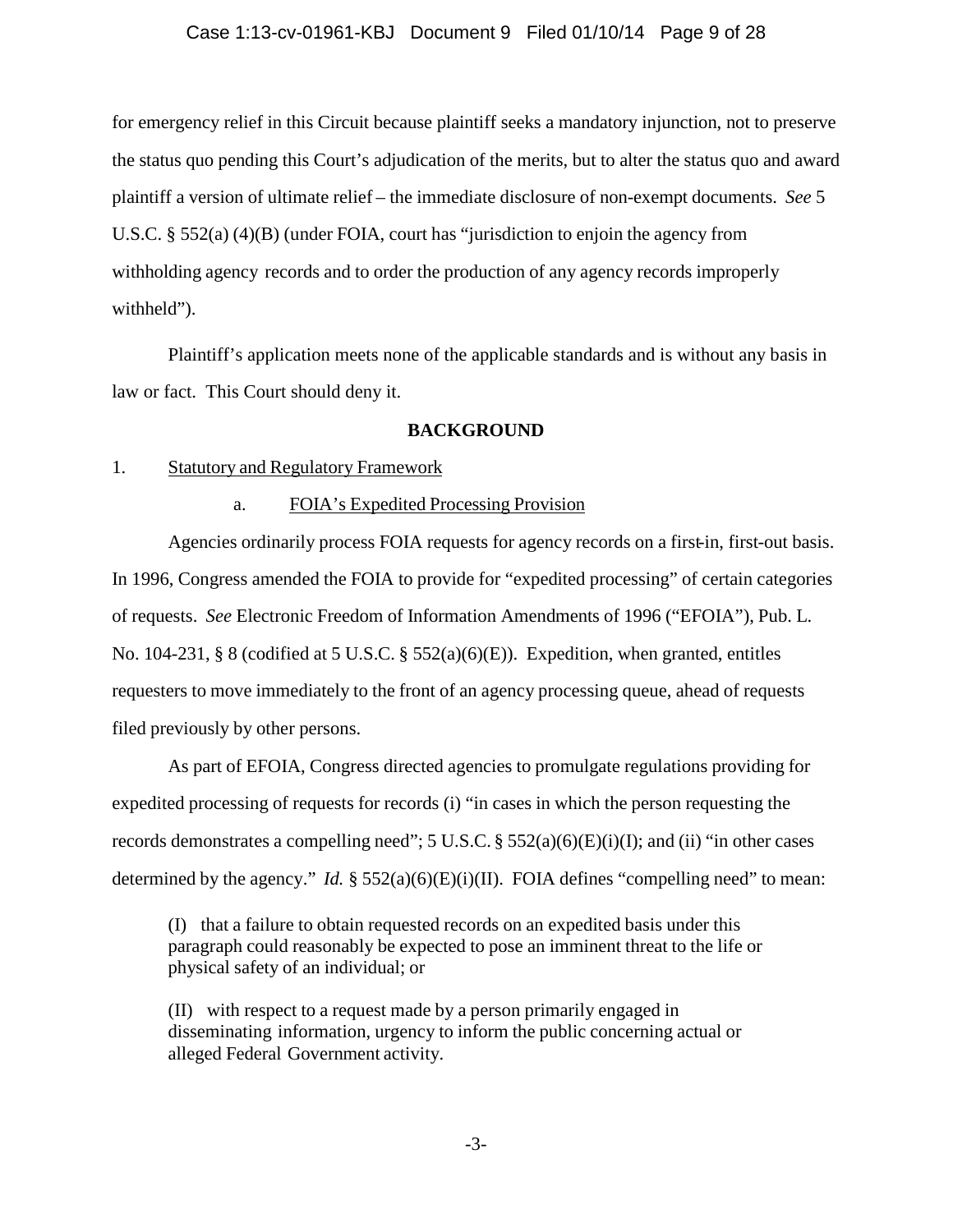for emergency relief in this Circuit because plaintiff seeks a mandatory injunction, not to preserve the status quo pending this Court's adjudication of the merits, but to alter the status quo and award plaintiff a version of ultimate relief – the immediate disclosure of non-exempt documents. *See* 5 U.S.C. § 552(a) (4)(B) (under FOIA, court has "jurisdiction to enjoin the agency from withholding agency records and to order the production of any agency records improperly withheld").

Plaintiff's application meets none of the applicable standards and is without any basis in law or fact. This Court should deny it.

## BACKGROUND

1. Statutory and Regulatory Framework

   a. FOIA's Expedited Processing Provision

Agencies ordinarily process FOIA requests for agency records on a first-in, first-out basis. In 1996, Congress amended the FOIA to provide for "expedited processing" of certain categories of requests. *See* Electronic Freedom of Information Amendments of 1996 ("EFOIA"), Pub. L. No. 104-231, § 8 (codified at 5 U.S.C. § 552(a)(6)(E)). Expedition, when granted, entitles requesters to move immediately to the front of an agency processing queue, ahead of requests filed previously by other persons.

As part of EFOIA, Congress directed agencies to promulgate regulations providing for expedited processing of requests for records (i) "in cases in which the person requesting the records demonstrates a compelling need"; 5 U.S.C. § 552(a)(6)(E)(i)(I); and (ii) "in other cases determined by the agency." *Id.* § 552(a)(6)(E)(i)(II). FOIA defines "compelling need" to mean:

> (I) that a failure to obtain requested records on an expedited basis under this paragraph could reasonably be expected to pose an imminent threat to the life or physical safety of an individual; or
>
> (II) with respect to a request made by a person primarily engaged in disseminating information, urgency to inform the public concerning actual or alleged Federal Government activity.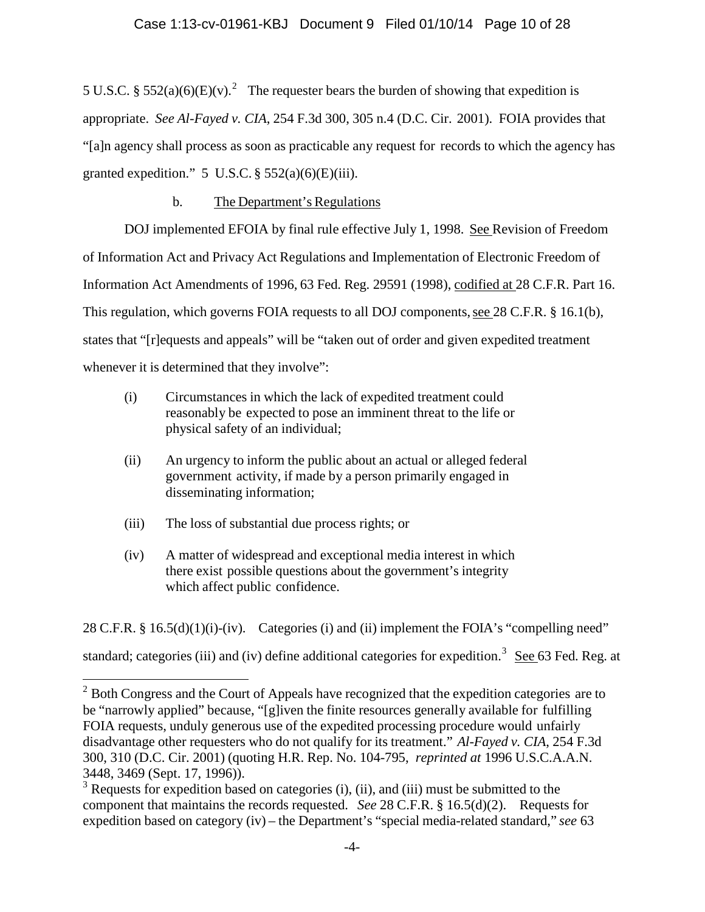5 U.S.C. § 552(a)(6)(E)(v).[2] The requester bears the burden of showing that expedition is appropriate. *See Al-Fayed v. CIA*, 254 F.3d 300, 305 n.4 (D.C. Cir. 2001). FOIA provides that "[a]n agency shall process as soon as practicable any request for records to which the agency has granted expedition." 5 U.S.C. § 552(a)(6)(E)(iii).

b. The Department's Regulations

DOJ implemented EFOIA by final rule effective July 1, 1998. See Revision of Freedom of Information Act and Privacy Act Regulations and Implementation of Electronic Freedom of Information Act Amendments of 1996, 63 Fed. Reg. 29591 (1998), codified at 28 C.F.R. Part 16. This regulation, which governs FOIA requests to all DOJ components, see 28 C.F.R. § 16.1(b), states that "[r]equests and appeals" will be "taken out of order and given expedited treatment whenever it is determined that they involve":

> (i) Circumstances in which the lack of expedited treatment could reasonably be expected to pose an imminent threat to the life or physical safety of an individual;
>
> (ii) An urgency to inform the public about an actual or alleged federal government activity, if made by a person primarily engaged in disseminating information;
>
> (iii) The loss of substantial due process rights; or
>
> (iv) A matter of widespread and exceptional media interest in which there exist possible questions about the government's integrity which affect public confidence.

28 C.F.R. § 16.5(d)(1)(i)-(iv). Categories (i) and (ii) implement the FOIA's "compelling need" standard; categories (iii) and (iv) define additional categories for expedition.[3] See 63 Fed. Reg. at

---

[2] Both Congress and the Court of Appeals have recognized that the expedition categories are to be "narrowly applied" because, "[g]iven the finite resources generally available for fulfilling FOIA requests, unduly generous use of the expedited processing procedure would unfairly disadvantage other requesters who do not qualify for its treatment." *Al-Fayed v. CIA*, 254 F.3d 300, 310 (D.C. Cir. 2001) (quoting H.R. Rep. No. 104-795, *reprinted at* 1996 U.S.C.A.A.N. 3448, 3469 (Sept. 17, 1996)).

[3] Requests for expedition based on categories (i), (ii), and (iii) must be submitted to the component that maintains the records requested. *See* 28 C.F.R. § 16.5(d)(2). Requests for expedition based on category (iv) – the Department's "special media-related standard," *see* 63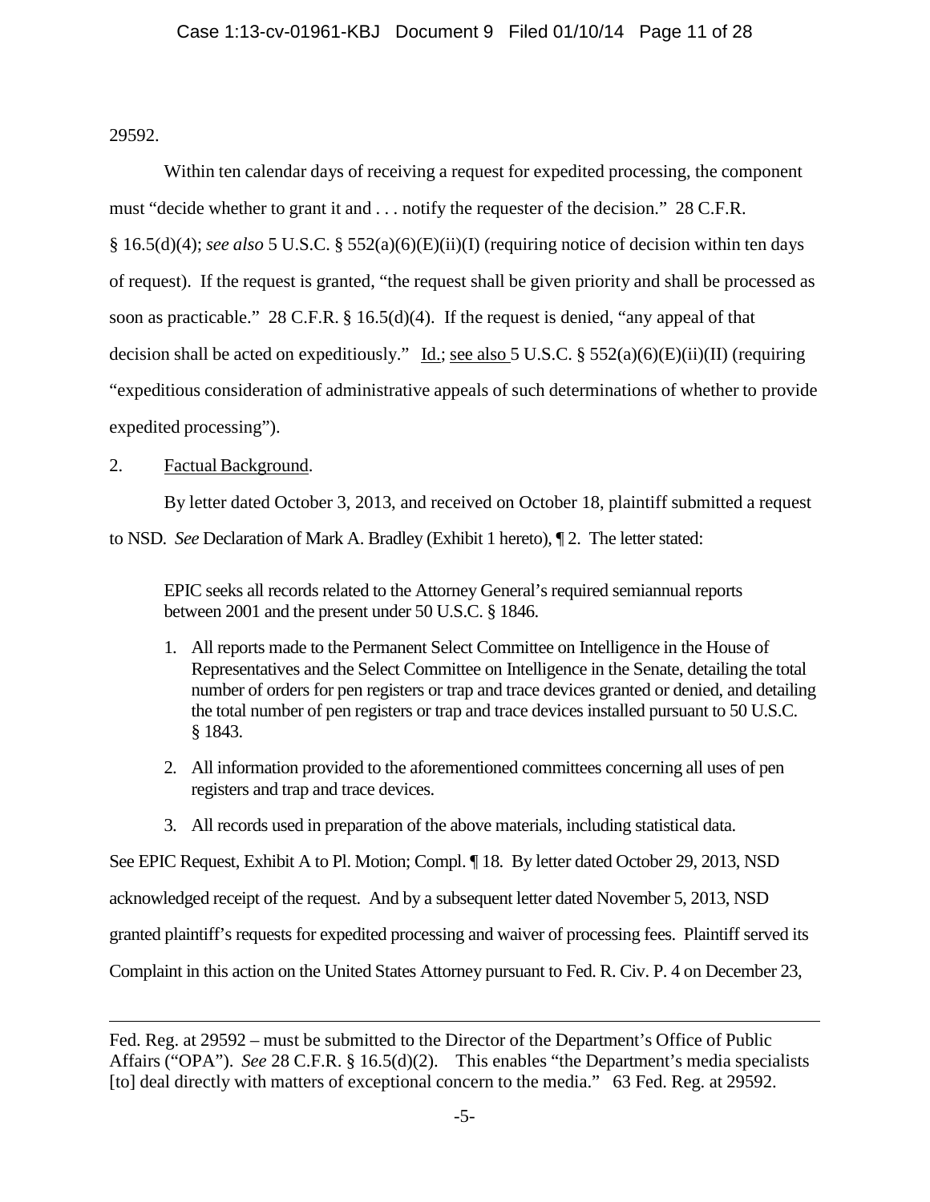29592.

Within ten calendar days of receiving a request for expedited processing, the component must "decide whether to grant it and . . . notify the requester of the decision." 28 C.F.R. § 16.5(d)(4); *see also* 5 U.S.C. § 552(a)(6)(E)(ii)(I) (requiring notice of decision within ten days of request). If the request is granted, "the request shall be given priority and shall be processed as soon as practicable." 28 C.F.R. § 16.5(d)(4). If the request is denied, "any appeal of that decision shall be acted on expeditiously." Id.; see also 5 U.S.C. § 552(a)(6)(E)(ii)(II) (requiring "expeditious consideration of administrative appeals of such determinations of whether to provide expedited processing").

2. Factual Background.

By letter dated October 3, 2013, and received on October 18, plaintiff submitted a request to NSD. *See* Declaration of Mark A. Bradley (Exhibit 1 hereto), ¶ 2. The letter stated:

> EPIC seeks all records related to the Attorney General's required semiannual reports between 2001 and the present under 50 U.S.C. § 1846.
>
> 1. All reports made to the Permanent Select Committee on Intelligence in the House of Representatives and the Select Committee on Intelligence in the Senate, detailing the total number of orders for pen registers or trap and trace devices granted or denied, and detailing the total number of pen registers or trap and trace devices installed pursuant to 50 U.S.C. § 1843.
> 2. All information provided to the aforementioned committees concerning all uses of pen registers and trap and trace devices.
> 3. All records used in preparation of the above materials, including statistical data.

See EPIC Request, Exhibit A to Pl. Motion; Compl. ¶ 18. By letter dated October 29, 2013, NSD acknowledged receipt of the request. And by a subsequent letter dated November 5, 2013, NSD granted plaintiff's requests for expedited processing and waiver of processing fees. Plaintiff served its Complaint in this action on the United States Attorney pursuant to Fed. R. Civ. P. 4 on December 23,

---

Fed. Reg. at 29592 – must be submitted to the Director of the Department's Office of Public Affairs ("OPA"). *See* 28 C.F.R. § 16.5(d)(2). This enables "the Department's media specialists [to] deal directly with matters of exceptional concern to the media." 63 Fed. Reg. at 29592.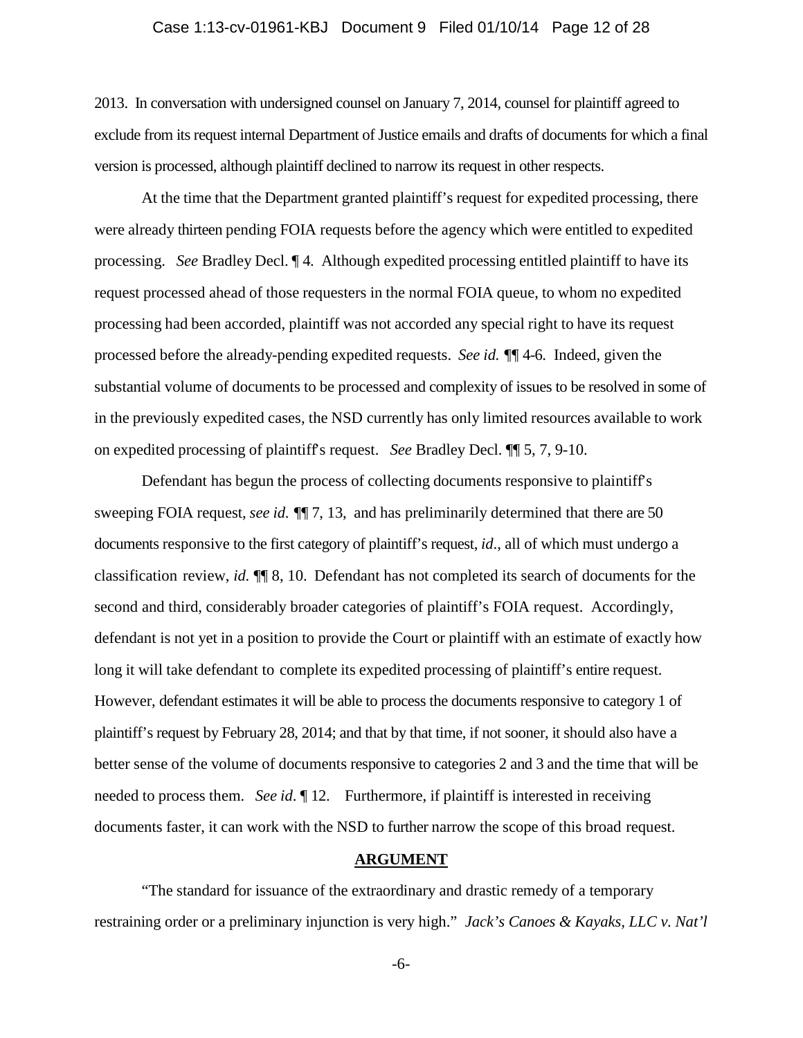2013. In conversation with undersigned counsel on January 7, 2014, counsel for plaintiff agreed to exclude from its request internal Department of Justice emails and drafts of documents for which a final version is processed, although plaintiff declined to narrow its request in other respects.

At the time that the Department granted plaintiff's request for expedited processing, there were already thirteen pending FOIA requests before the agency which were entitled to expedited processing. *See* Bradley Decl. ¶ 4. Although expedited processing entitled plaintiff to have its request processed ahead of those requesters in the normal FOIA queue, to whom no expedited processing had been accorded, plaintiff was not accorded any special right to have its request processed before the already-pending expedited requests. *See id.* ¶¶ 4-6. Indeed, given the substantial volume of documents to be processed and complexity of issues to be resolved in some of in the previously expedited cases, the NSD currently has only limited resources available to work on expedited processing of plaintiff's request. *See* Bradley Decl. ¶¶ 5, 7, 9-10.

Defendant has begun the process of collecting documents responsive to plaintiff's sweeping FOIA request, *see id.* ¶¶ 7, 13, and has preliminarily determined that there are 50 documents responsive to the first category of plaintiff's request, *id*., all of which must undergo a classification review, *id.* ¶¶ 8, 10. Defendant has not completed its search of documents for the second and third, considerably broader categories of plaintiff's FOIA request. Accordingly, defendant is not yet in a position to provide the Court or plaintiff with an estimate of exactly how long it will take defendant to complete its expedited processing of plaintiff's entire request. However, defendant estimates it will be able to process the documents responsive to category 1 of plaintiff's request by February 28, 2014; and that by that time, if not sooner, it should also have a better sense of the volume of documents responsive to categories 2 and 3 and the time that will be needed to process them. *See id*. ¶ 12. Furthermore, if plaintiff is interested in receiving documents faster, it can work with the NSD to further narrow the scope of this broad request.

## ARGUMENT

"The standard for issuance of the extraordinary and drastic remedy of a temporary restraining order or a preliminary injunction is very high." *Jack's Canoes & Kayaks, LLC v. Nat'l*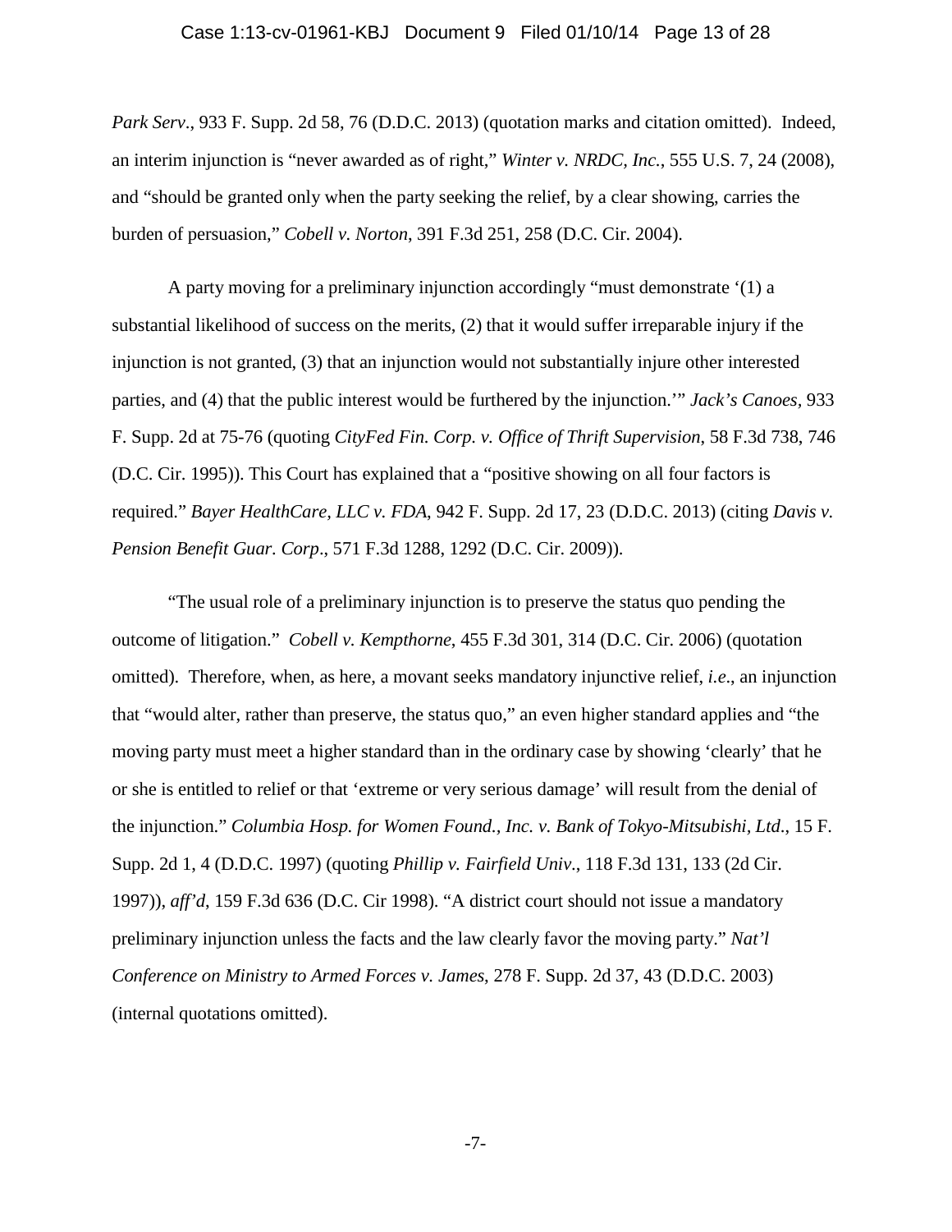*Park Serv*., 933 F. Supp. 2d 58, 76 (D.D.C. 2013) (quotation marks and citation omitted). Indeed, an interim injunction is "never awarded as of right," *Winter v. NRDC, Inc.*, 555 U.S. 7, 24 (2008), and "should be granted only when the party seeking the relief, by a clear showing, carries the burden of persuasion," *Cobell v. Norton*, 391 F.3d 251, 258 (D.C. Cir. 2004).

A party moving for a preliminary injunction accordingly "must demonstrate '(1) a substantial likelihood of success on the merits, (2) that it would suffer irreparable injury if the injunction is not granted, (3) that an injunction would not substantially injure other interested parties, and (4) that the public interest would be furthered by the injunction.'" *Jack's Canoes*, 933 F. Supp. 2d at 75-76 (quoting *CityFed Fin. Corp. v. Office of Thrift Supervision*, 58 F.3d 738, 746 (D.C. Cir. 1995)). This Court has explained that a "positive showing on all four factors is required." *Bayer HealthCare, LLC v. FDA*, 942 F. Supp. 2d 17, 23 (D.D.C. 2013) (citing *Davis v. Pension Benefit Guar. Corp*., 571 F.3d 1288, 1292 (D.C. Cir. 2009)).

"The usual role of a preliminary injunction is to preserve the status quo pending the outcome of litigation." *Cobell v. Kempthorne*, 455 F.3d 301, 314 (D.C. Cir. 2006) (quotation omitted). Therefore, when, as here, a movant seeks mandatory injunctive relief, *i.e*., an injunction that "would alter, rather than preserve, the status quo," an even higher standard applies and "the moving party must meet a higher standard than in the ordinary case by showing 'clearly' that he or she is entitled to relief or that 'extreme or very serious damage' will result from the denial of the injunction." *Columbia Hosp. for Women Found., Inc. v. Bank of Tokyo-Mitsubishi, Ltd*., 15 F. Supp. 2d 1, 4 (D.D.C. 1997) (quoting *Phillip v. Fairfield Univ*., 118 F.3d 131, 133 (2d Cir. 1997)), *aff'd*, 159 F.3d 636 (D.C. Cir 1998). "A district court should not issue a mandatory preliminary injunction unless the facts and the law clearly favor the moving party." *Nat'l Conference on Ministry to Armed Forces v. James*, 278 F. Supp. 2d 37, 43 (D.D.C. 2003) (internal quotations omitted).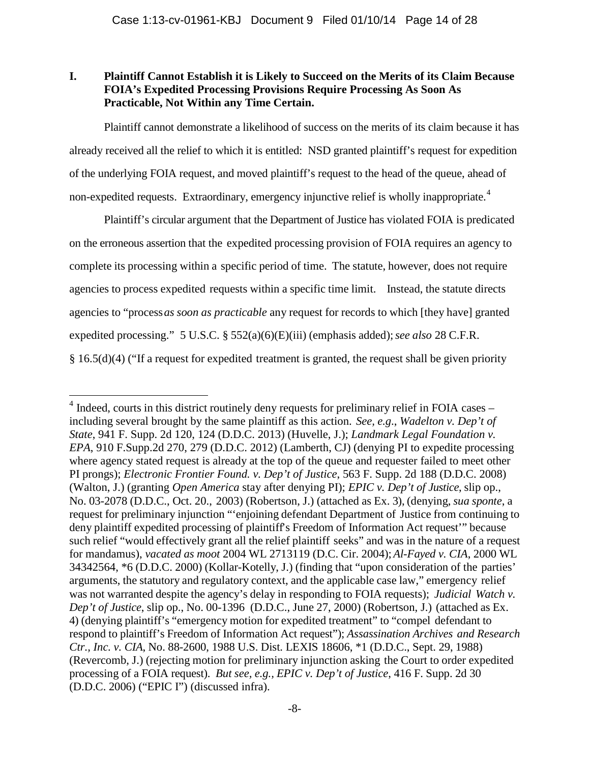## I. Plaintiff Cannot Establish it is Likely to Succeed on the Merits of its Claim Because FOIA's Expedited Processing Provisions Require Processing As Soon As Practicable, Not Within any Time Certain.

Plaintiff cannot demonstrate a likelihood of success on the merits of its claim because it has already received all the relief to which it is entitled: NSD granted plaintiff's request for expedition of the underlying FOIA request, and moved plaintiff's request to the head of the queue, ahead of non-expedited requests. Extraordinary, emergency injunctive relief is wholly inappropriate.[4]

Plaintiff's circular argument that the Department of Justice has violated FOIA is predicated on the erroneous assertion that the expedited processing provision of FOIA requires an agency to complete its processing within a specific period of time. The statute, however, does not require agencies to process expedited requests within a specific time limit. Instead, the statute directs agencies to "process *as soon as practicable* any request for records to which [they have] granted expedited processing." 5 U.S.C. § 552(a)(6)(E)(iii) (emphasis added); *see also* 28 C.F.R. § 16.5(d)(4) ("If a request for expedited treatment is granted, the request shall be given priority

---

[4] Indeed, courts in this district routinely deny requests for preliminary relief in FOIA cases – including several brought by the same plaintiff as this action. *See, e.g*., *Wadelton v. Dep't of State*, 941 F. Supp. 2d 120, 124 (D.D.C. 2013) (Huvelle, J.); *Landmark Legal Foundation v. EPA*, 910 F.Supp.2d 270, 279 (D.D.C. 2012) (Lamberth, CJ) (denying PI to expedite processing where agency stated request is already at the top of the queue and requester failed to meet other PI prongs); *Electronic Frontier Found. v. Dep't of Justice*, 563 F. Supp. 2d 188 (D.D.C. 2008) (Walton, J.) (granting *Open America* stay after denying PI); *EPIC v. Dep't of Justice*, slip op., No. 03-2078 (D.D.C., Oct. 20., 2003) (Robertson, J.) (attached as Ex. 3), (denying, *sua sponte*, a request for preliminary injunction "'enjoining defendant Department of Justice from continuing to deny plaintiff expedited processing of plaintiff's Freedom of Information Act request'" because such relief "would effectively grant all the relief plaintiff seeks" and was in the nature of a request for mandamus), *vacated as moot* 2004 WL 2713119 (D.C. Cir. 2004); *Al-Fayed v. CIA*, 2000 WL 34342564, *6 (D.D.C. 2000) (Kollar-Kotelly, J.) (finding that "upon consideration of the parties' arguments, the statutory and regulatory context, and the applicable case law," emergency relief was not warranted despite the agency's delay in responding to FOIA requests); *Judicial Watch v. Dep't of Justice*, slip op., No. 00-1396 (D.D.C., June 27, 2000) (Robertson, J.) (attached as Ex. 4) (denying plaintiff's "emergency motion for expedited treatment" to "compel defendant to respond to plaintiff's Freedom of Information Act request"); *Assassination Archives and Research Ctr., Inc. v. CIA*, No. 88-2600, 1988 U.S. Dist. LEXIS 18606, *1 (D.D.C., Sept. 29, 1988) (Revercomb, J.) (rejecting motion for preliminary injunction asking the Court to order expedited processing of a FOIA request). *But see, e.g., EPIC v. Dep't of Justice*, 416 F. Supp. 2d 30 (D.D.C. 2006) ("EPIC I") (discussed infra).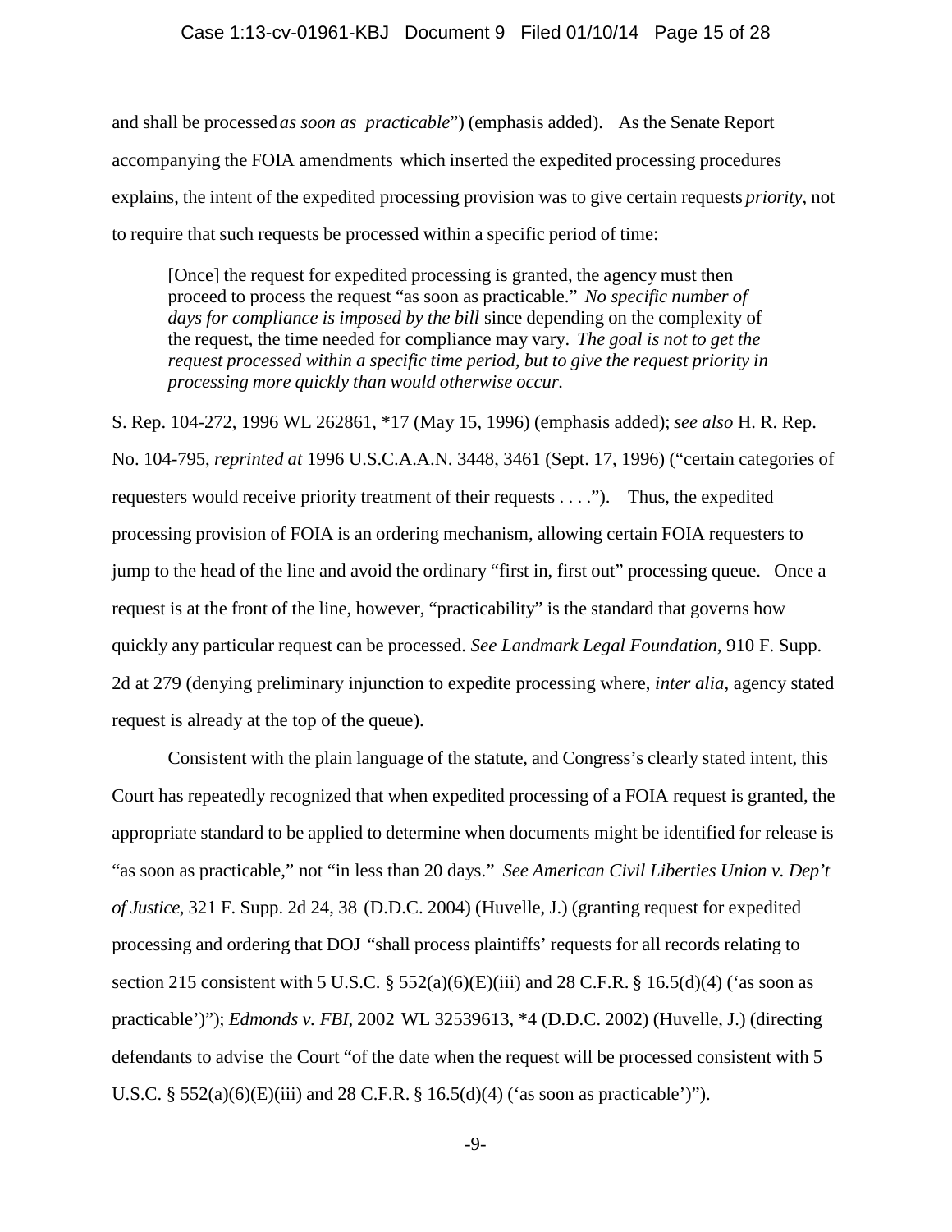and shall be processed *as soon as practicable*") (emphasis added). As the Senate Report accompanying the FOIA amendments which inserted the expedited processing procedures explains, the intent of the expedited processing provision was to give certain requests *priority*, not to require that such requests be processed within a specific period of time:

> [Once] the request for expedited processing is granted, the agency must then proceed to process the request "as soon as practicable." *No specific number of days for compliance is imposed by the bill* since depending on the complexity of the request, the time needed for compliance may vary. *The goal is not to get the request processed within a specific time period, but to give the request priority in processing more quickly than would otherwise occur.*

S. Rep. 104-272, 1996 WL 262861, *17 (May 15, 1996) (emphasis added); *see also* H. R. Rep. No. 104-795, *reprinted at* 1996 U.S.C.A.A.N. 3448, 3461 (Sept. 17, 1996) ("certain categories of requesters would receive priority treatment of their requests . . . ."). Thus, the expedited processing provision of FOIA is an ordering mechanism, allowing certain FOIA requesters to jump to the head of the line and avoid the ordinary "first in, first out" processing queue. Once a request is at the front of the line, however, "practicability" is the standard that governs how quickly any particular request can be processed. *See Landmark Legal Foundation*, 910 F. Supp. 2d at 279 (denying preliminary injunction to expedite processing where, *inter alia*, agency stated request is already at the top of the queue).

Consistent with the plain language of the statute, and Congress's clearly stated intent, this Court has repeatedly recognized that when expedited processing of a FOIA request is granted, the appropriate standard to be applied to determine when documents might be identified for release is "as soon as practicable," not "in less than 20 days." *See American Civil Liberties Union v. Dep't of Justice*, 321 F. Supp. 2d 24, 38 (D.D.C. 2004) (Huvelle, J.) (granting request for expedited processing and ordering that DOJ "shall process plaintiffs' requests for all records relating to section 215 consistent with 5 U.S.C. § 552(a)(6)(E)(iii) and 28 C.F.R. § 16.5(d)(4) ('as soon as practicable')"); *Edmonds v. FBI*, 2002 WL 32539613, *4 (D.D.C. 2002) (Huvelle, J.) (directing defendants to advise the Court "of the date when the request will be processed consistent with 5 U.S.C. § 552(a)(6)(E)(iii) and 28 C.F.R. § 16.5(d)(4) ('as soon as practicable')").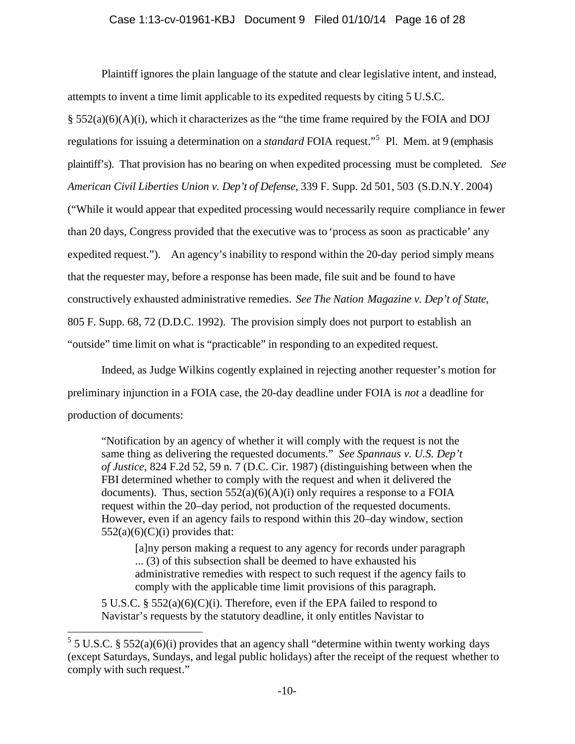Plaintiff ignores the plain language of the statute and clear legislative intent, and instead, attempts to invent a time limit applicable to its expedited requests by citing 5 U.S.C. § 552(a)(6)(A)(i), which it characterizes as the "the time frame required by the FOIA and DOJ regulations for issuing a determination on a *standard* FOIA request."[5] Pl. Mem. at 9 (emphasis plaintiff's). That provision has no bearing on when expedited processing must be completed. *See American Civil Liberties Union v. Dep't of Defense*, 339 F. Supp. 2d 501, 503 (S.D.N.Y. 2004) ("While it would appear that expedited processing would necessarily require compliance in fewer than 20 days, Congress provided that the executive was to 'process as soon as practicable' any expedited request."). An agency's inability to respond within the 20-day period simply means that the requester may, before a response has been made, file suit and be found to have constructively exhausted administrative remedies. *See The Nation Magazine v. Dep't of State*, 805 F. Supp. 68, 72 (D.D.C. 1992). The provision simply does not purport to establish an "outside" time limit on what is "practicable" in responding to an expedited request.

Indeed, as Judge Wilkins cogently explained in rejecting another requester's motion for preliminary injunction in a FOIA case, the 20-day deadline under FOIA is *not* a deadline for production of documents:

> "Notification by an agency of whether it will comply with the request is not the same thing as delivering the requested documents." *See Spannaus v. U.S. Dep't of Justice*, 824 F.2d 52, 59 n. 7 (D.C. Cir. 1987) (distinguishing between when the FBI determined whether to comply with the request and when it delivered the documents). Thus, section 552(a)(6)(A)(i) only requires a response to a FOIA request within the 20–day period, not production of the requested documents. However, even if an agency fails to respond within this 20–day window, section 552(a)(6)(C)(i) provides that:
>
> > [a]ny person making a request to any agency for records under paragraph ... (3) of this subsection shall be deemed to have exhausted his administrative remedies with respect to such request if the agency fails to comply with the applicable time limit provisions of this paragraph.
>
> 5 U.S.C. § 552(a)(6)(C)(i). Therefore, even if the EPA failed to respond to Navistar's requests by the statutory deadline, it only entitles Navistar to

[5] 5 U.S.C. § 552(a)(6)(i) provides that an agency shall "determine within twenty working days (except Saturdays, Sundays, and legal public holidays) after the receipt of the request whether to comply with such request."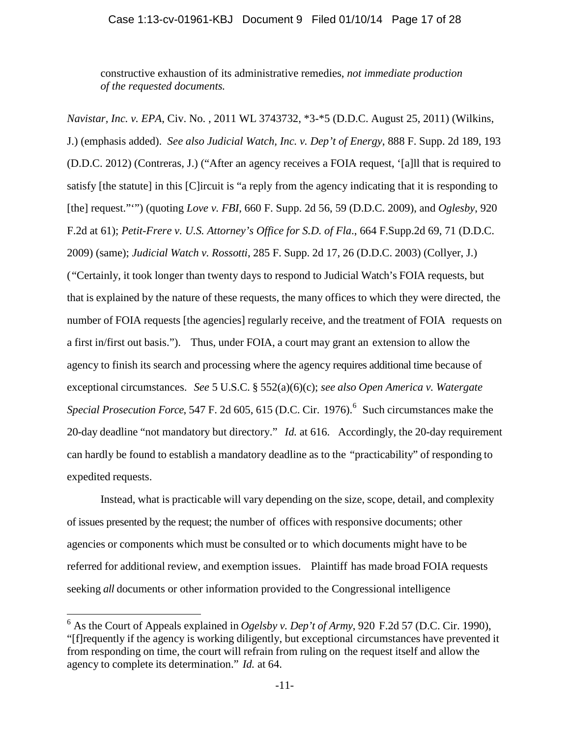> constructive exhaustion of its administrative remedies, *not immediate production of the requested documents.*

*Navistar, Inc. v. EPA*, Civ. No. , 2011 WL 3743732, *3-*5 (D.D.C. August 25, 2011) (Wilkins, J.) (emphasis added). *See also Judicial Watch, Inc. v. Dep't of Energy*, 888 F. Supp. 2d 189, 193 (D.D.C. 2012) (Contreras, J.) ("After an agency receives a FOIA request, '[a]ll that is required to satisfy [the statute] in this [C]ircuit is "a reply from the agency indicating that it is responding to [the] request."'") (quoting *Love v. FBI*, 660 F. Supp. 2d 56, 59 (D.D.C. 2009), and *Oglesby*, 920 F.2d at 61); *Petit-Frere v. U.S. Attorney's Office for S.D. of Fla.*, 664 F.Supp.2d 69, 71 (D.D.C. 2009) (same); *Judicial Watch v. Rossotti*, 285 F. Supp. 2d 17, 26 (D.D.C. 2003) (Collyer, J.) ("Certainly, it took longer than twenty days to respond to Judicial Watch's FOIA requests, but that is explained by the nature of these requests, the many offices to which they were directed, the number of FOIA requests [the agencies] regularly receive, and the treatment of FOIA requests on a first in/first out basis."). Thus, under FOIA, a court may grant an extension to allow the agency to finish its search and processing where the agency requires additional time because of exceptional circumstances. *See* 5 U.S.C. § 552(a)(6)(c); *see also Open America v. Watergate Special Prosecution Force*, 547 F. 2d 605, 615 (D.C. Cir. 1976).[6] Such circumstances make the 20-day deadline "not mandatory but directory." *Id.* at 616. Accordingly, the 20-day requirement can hardly be found to establish a mandatory deadline as to the "practicability" of responding to expedited requests.

Instead, what is practicable will vary depending on the size, scope, detail, and complexity of issues presented by the request; the number of offices with responsive documents; other agencies or components which must be consulted or to which documents might have to be referred for additional review, and exemption issues. Plaintiff has made broad FOIA requests seeking *all* documents or other information provided to the Congressional intelligence

---

[6] As the Court of Appeals explained in *Ogelsby v. Dep't of Army*, 920 F.2d 57 (D.C. Cir. 1990), "[f]requently if the agency is working diligently, but exceptional circumstances have prevented it from responding on time, the court will refrain from ruling on the request itself and allow the agency to complete its determination." *Id.* at 64.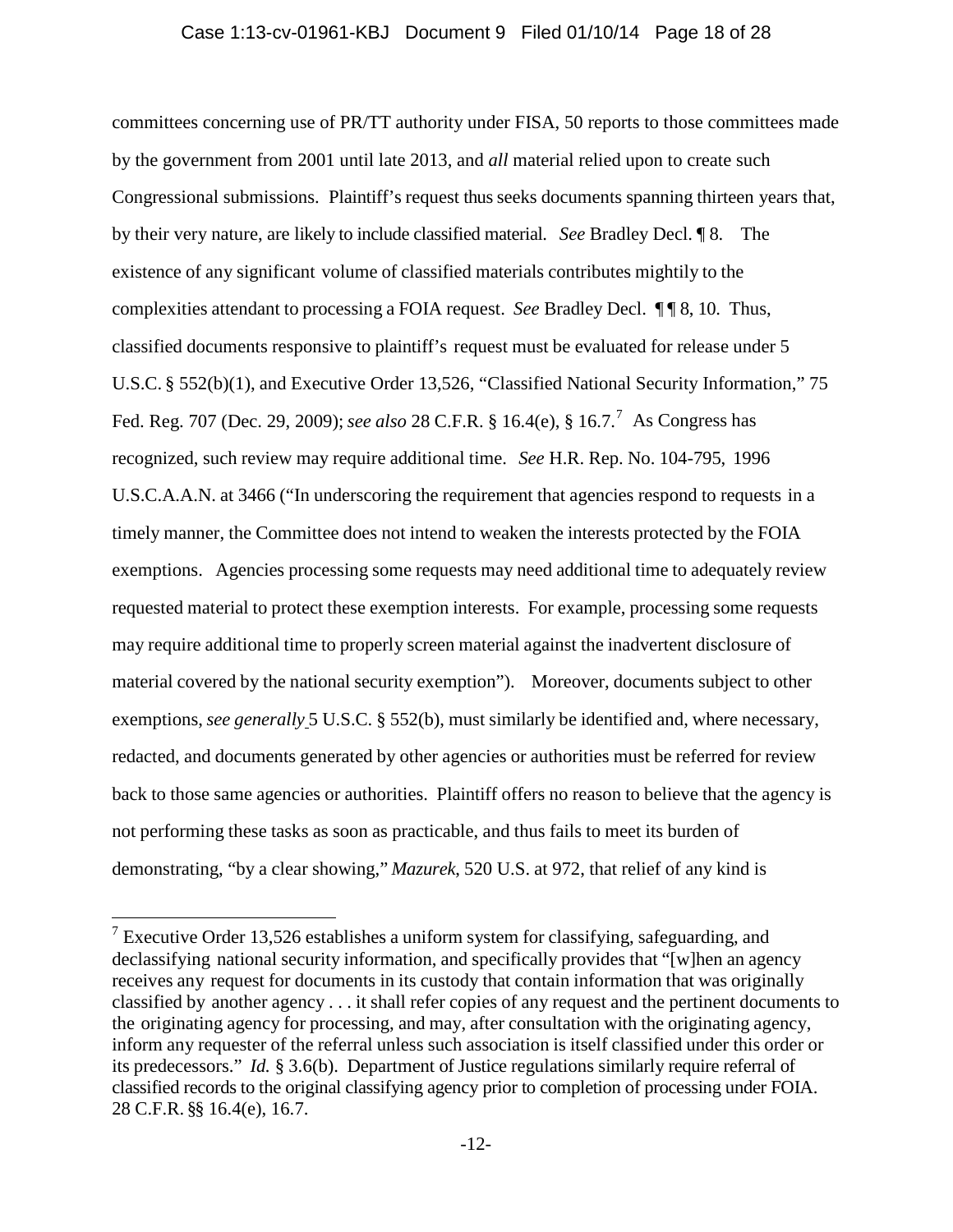committees concerning use of PR/TT authority under FISA, 50 reports to those committees made by the government from 2001 until late 2013, and *all* material relied upon to create such Congressional submissions. Plaintiff's request thus seeks documents spanning thirteen years that, by their very nature, are likely to include classified material. *See* Bradley Decl. ¶ 8. The existence of any significant volume of classified materials contributes mightily to the complexities attendant to processing a FOIA request. *See* Bradley Decl. ¶¶ 8, 10. Thus, classified documents responsive to plaintiff's request must be evaluated for release under 5 U.S.C. § 552(b)(1), and Executive Order 13,526, "Classified National Security Information," 75 Fed. Reg. 707 (Dec. 29, 2009); *see also* 28 C.F.R. § 16.4(e), § 16.7.[7] As Congress has recognized, such review may require additional time. *See* H.R. Rep. No. 104-795, 1996 U.S.C.A.A.N. at 3466 ("In underscoring the requirement that agencies respond to requests in a timely manner, the Committee does not intend to weaken the interests protected by the FOIA exemptions. Agencies processing some requests may need additional time to adequately review requested material to protect these exemption interests. For example, processing some requests may require additional time to properly screen material against the inadvertent disclosure of material covered by the national security exemption"). Moreover, documents subject to other exemptions, *see generally* 5 U.S.C. § 552(b), must similarly be identified and, where necessary, redacted, and documents generated by other agencies or authorities must be referred for review back to those same agencies or authorities. Plaintiff offers no reason to believe that the agency is not performing these tasks as soon as practicable, and thus fails to meet its burden of demonstrating, "by a clear showing," *Mazurek*, 520 U.S. at 972, that relief of any kind is

[7] Executive Order 13,526 establishes a uniform system for classifying, safeguarding, and declassifying national security information, and specifically provides that "[w]hen an agency receives any request for documents in its custody that contain information that was originally classified by another agency . . . it shall refer copies of any request and the pertinent documents to the originating agency for processing, and may, after consultation with the originating agency, inform any requester of the referral unless such association is itself classified under this order or its predecessors." *Id.* § 3.6(b). Department of Justice regulations similarly require referral of classified records to the original classifying agency prior to completion of processing under FOIA. 28 C.F.R. §§ 16.4(e), 16.7.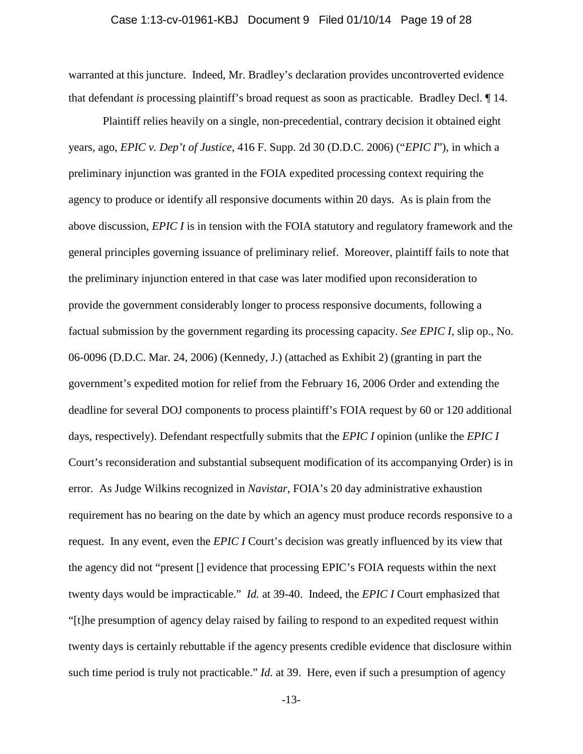warranted at this juncture. Indeed, Mr. Bradley's declaration provides uncontroverted evidence that defendant *is* processing plaintiff's broad request as soon as practicable. Bradley Decl. ¶ 14.

Plaintiff relies heavily on a single, non-precedential, contrary decision it obtained eight years, ago, *EPIC v. Dep't of Justice*, 416 F. Supp. 2d 30 (D.D.C. 2006) ("*EPIC I*"), in which a preliminary injunction was granted in the FOIA expedited processing context requiring the agency to produce or identify all responsive documents within 20 days. As is plain from the above discussion, *EPIC I* is in tension with the FOIA statutory and regulatory framework and the general principles governing issuance of preliminary relief. Moreover, plaintiff fails to note that the preliminary injunction entered in that case was later modified upon reconsideration to provide the government considerably longer to process responsive documents, following a factual submission by the government regarding its processing capacity. *See EPIC I*, slip op., No. 06-0096 (D.D.C. Mar. 24, 2006) (Kennedy, J.) (attached as Exhibit 2) (granting in part the government's expedited motion for relief from the February 16, 2006 Order and extending the deadline for several DOJ components to process plaintiff's FOIA request by 60 or 120 additional days, respectively). Defendant respectfully submits that the *EPIC I* opinion (unlike the *EPIC I* Court's reconsideration and substantial subsequent modification of its accompanying Order) is in error. As Judge Wilkins recognized in *Navistar*, FOIA's 20 day administrative exhaustion requirement has no bearing on the date by which an agency must produce records responsive to a request. In any event, even the *EPIC I* Court's decision was greatly influenced by its view that the agency did not "present [] evidence that processing EPIC's FOIA requests within the next twenty days would be impracticable." *Id.* at 39-40. Indeed, the *EPIC I* Court emphasized that "[t]he presumption of agency delay raised by failing to respond to an expedited request within twenty days is certainly rebuttable if the agency presents credible evidence that disclosure within such time period is truly not practicable." *Id.* at 39. Here, even if such a presumption of agency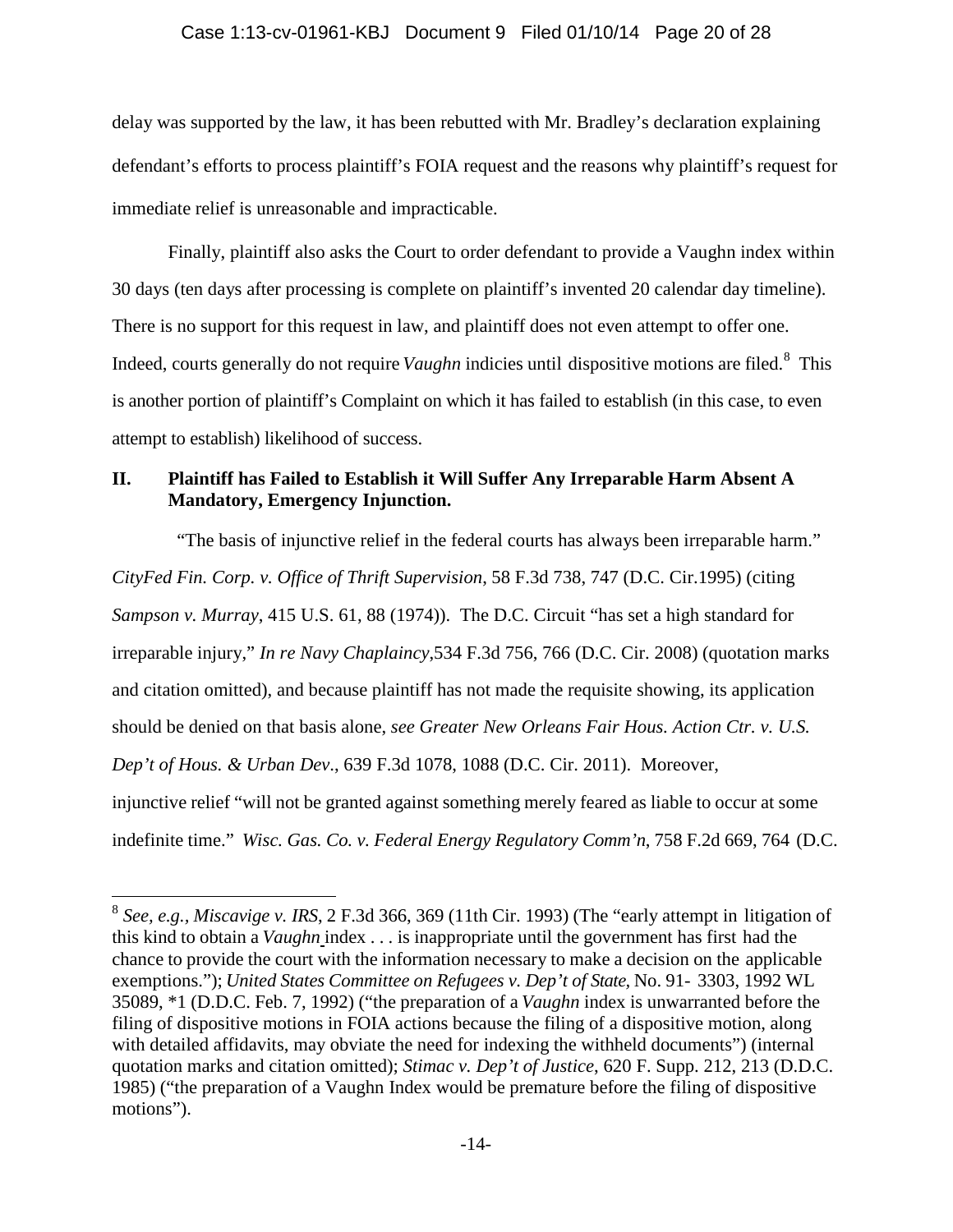delay was supported by the law, it has been rebutted with Mr. Bradley's declaration explaining defendant's efforts to process plaintiff's FOIA request and the reasons why plaintiff's request for immediate relief is unreasonable and impracticable.

Finally, plaintiff also asks the Court to order defendant to provide a Vaughn index within 30 days (ten days after processing is complete on plaintiff's invented 20 calendar day timeline). There is no support for this request in law, and plaintiff does not even attempt to offer one. Indeed, courts generally do not require *Vaughn* indicies until dispositive motions are filed.[8] This is another portion of plaintiff's Complaint on which it has failed to establish (in this case, to even attempt to establish) likelihood of success.

## II. Plaintiff has Failed to Establish it Will Suffer Any Irreparable Harm Absent A Mandatory, Emergency Injunction.

"The basis of injunctive relief in the federal courts has always been irreparable harm." *CityFed Fin. Corp. v. Office of Thrift Supervision*, 58 F.3d 738, 747 (D.C. Cir.1995) (citing *Sampson v. Murray*, 415 U.S. 61, 88 (1974)). The D.C. Circuit "has set a high standard for irreparable injury," *In re Navy Chaplaincy*,534 F.3d 756, 766 (D.C. Cir. 2008) (quotation marks and citation omitted), and because plaintiff has not made the requisite showing, its application should be denied on that basis alone, *see Greater New Orleans Fair Hous. Action Ctr. v. U.S. Dep't of Hous. & Urban Dev*., 639 F.3d 1078, 1088 (D.C. Cir. 2011). Moreover, injunctive relief "will not be granted against something merely feared as liable to occur at some indefinite time." *Wisc. Gas. Co. v. Federal Energy Regulatory Comm'n*, 758 F.2d 669, 764 (D.C.

---

[8] *See, e.g., Miscavige v. IRS*, 2 F.3d 366, 369 (11th Cir. 1993) (The "early attempt in litigation of this kind to obtain a *Vaughn* index . . . is inappropriate until the government has first had the chance to provide the court with the information necessary to make a decision on the applicable exemptions."); *United States Committee on Refugees v. Dep't of State*, No. 91- 3303, 1992 WL 35089, *1 (D.D.C. Feb. 7, 1992) ("the preparation of a *Vaughn* index is unwarranted before the filing of dispositive motions in FOIA actions because the filing of a dispositive motion, along with detailed affidavits, may obviate the need for indexing the withheld documents") (internal quotation marks and citation omitted); *Stimac v. Dep't of Justice*, 620 F. Supp. 212, 213 (D.D.C. 1985) ("the preparation of a Vaughn Index would be premature before the filing of dispositive motions").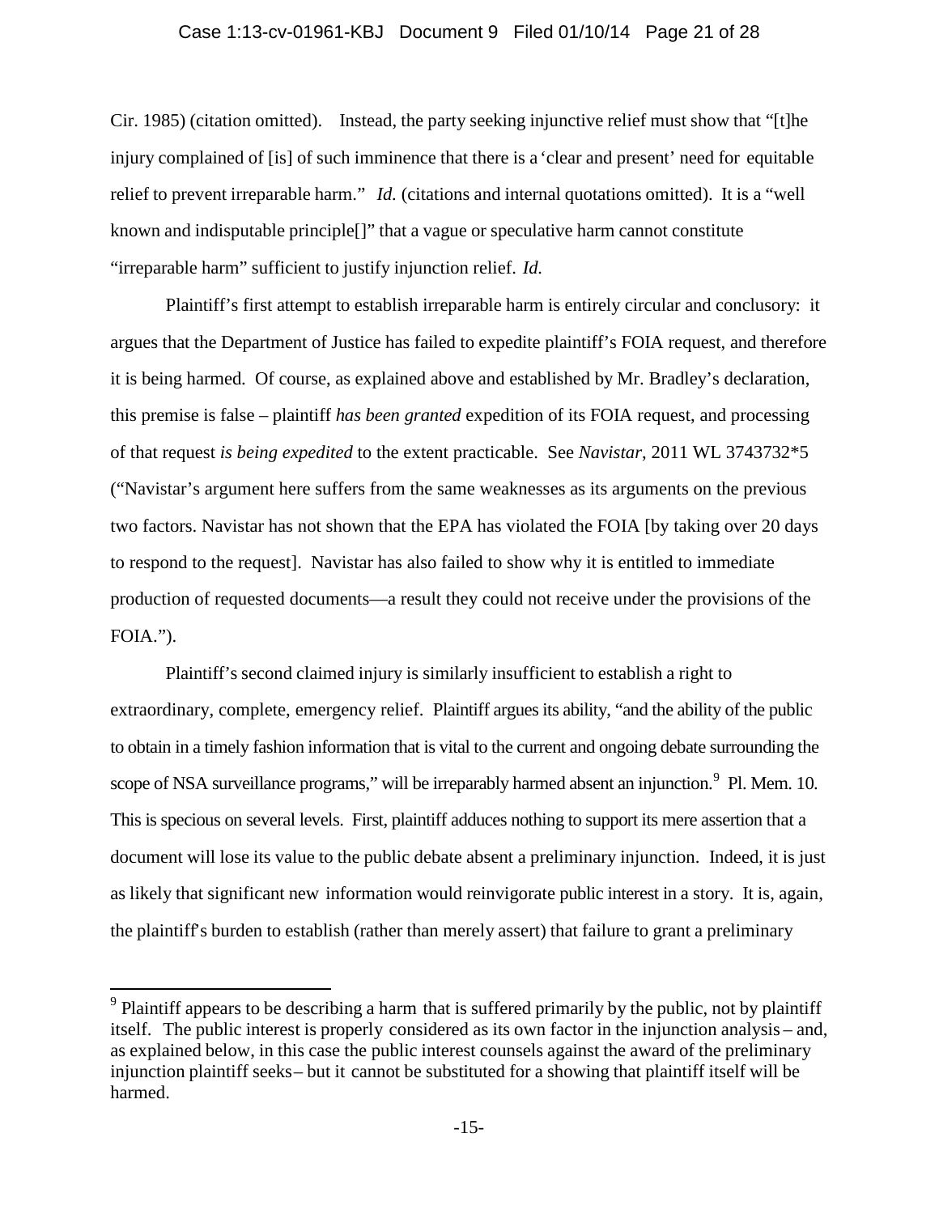Cir. 1985) (citation omitted). Instead, the party seeking injunctive relief must show that "[t]he injury complained of [is] of such imminence that there is a 'clear and present' need for equitable relief to prevent irreparable harm." *Id.* (citations and internal quotations omitted). It is a "well known and indisputable principle[]" that a vague or speculative harm cannot constitute "irreparable harm" sufficient to justify injunction relief. *Id.*

Plaintiff's first attempt to establish irreparable harm is entirely circular and conclusory: it argues that the Department of Justice has failed to expedite plaintiff's FOIA request, and therefore it is being harmed. Of course, as explained above and established by Mr. Bradley's declaration, this premise is false – plaintiff *has been granted* expedition of its FOIA request, and processing of that request *is being expedited* to the extent practicable. See *Navistar*, 2011 WL 3743732*5 ("Navistar's argument here suffers from the same weaknesses as its arguments on the previous two factors. Navistar has not shown that the EPA has violated the FOIA [by taking over 20 days to respond to the request]. Navistar has also failed to show why it is entitled to immediate production of requested documents—a result they could not receive under the provisions of the FOIA.").

Plaintiff's second claimed injury is similarly insufficient to establish a right to extraordinary, complete, emergency relief. Plaintiff argues its ability, "and the ability of the public to obtain in a timely fashion information that is vital to the current and ongoing debate surrounding the scope of NSA surveillance programs," will be irreparably harmed absent an injunction.[9] Pl. Mem. 10. This is specious on several levels. First, plaintiff adduces nothing to support its mere assertion that a document will lose its value to the public debate absent a preliminary injunction. Indeed, it is just as likely that significant new information would reinvigorate public interest in a story. It is, again, the plaintiff's burden to establish (rather than merely assert) that failure to grant a preliminary

[9] Plaintiff appears to be describing a harm that is suffered primarily by the public, not by plaintiff itself. The public interest is properly considered as its own factor in the injunction analysis – and, as explained below, in this case the public interest counsels against the award of the preliminary injunction plaintiff seeks – but it cannot be substituted for a showing that plaintiff itself will be harmed.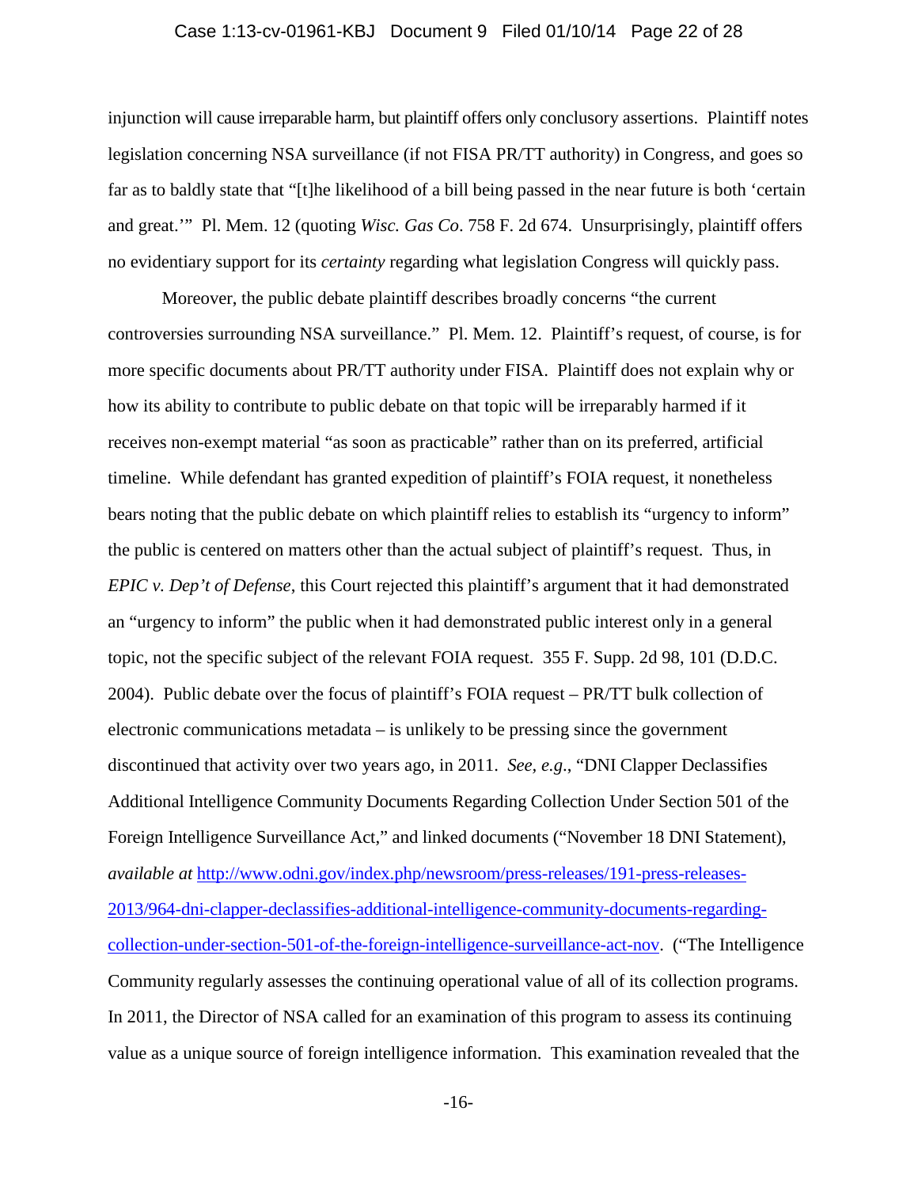injunction will cause irreparable harm, but plaintiff offers only conclusory assertions. Plaintiff notes legislation concerning NSA surveillance (if not FISA PR/TT authority) in Congress, and goes so far as to baldly state that "[t]he likelihood of a bill being passed in the near future is both 'certain and great.'" Pl. Mem. 12 (quoting *Wisc. Gas Co*. 758 F. 2d 674. Unsurprisingly, plaintiff offers no evidentiary support for its *certainty* regarding what legislation Congress will quickly pass.

Moreover, the public debate plaintiff describes broadly concerns "the current controversies surrounding NSA surveillance." Pl. Mem. 12. Plaintiff's request, of course, is for more specific documents about PR/TT authority under FISA. Plaintiff does not explain why or how its ability to contribute to public debate on that topic will be irreparably harmed if it receives non-exempt material "as soon as practicable" rather than on its preferred, artificial timeline. While defendant has granted expedition of plaintiff's FOIA request, it nonetheless bears noting that the public debate on which plaintiff relies to establish its "urgency to inform" the public is centered on matters other than the actual subject of plaintiff's request. Thus, in *EPIC v. Dep't of Defense*, this Court rejected this plaintiff's argument that it had demonstrated an "urgency to inform" the public when it had demonstrated public interest only in a general topic, not the specific subject of the relevant FOIA request. 355 F. Supp. 2d 98, 101 (D.D.C. 2004). Public debate over the focus of plaintiff's FOIA request – PR/TT bulk collection of electronic communications metadata – is unlikely to be pressing since the government discontinued that activity over two years ago, in 2011. *See, e.g.*, "DNI Clapper Declassifies Additional Intelligence Community Documents Regarding Collection Under Section 501 of the Foreign Intelligence Surveillance Act," and linked documents ("November 18 DNI Statement), *available at* http://www.odni.gov/index.php/newsroom/press-releases/191-press-releases-2013/964-dni-clapper-declassifies-additional-intelligence-community-documents-regarding-collection-under-section-501-of-the-foreign-intelligence-surveillance-act-nov. ("The Intelligence Community regularly assesses the continuing operational value of all of its collection programs. In 2011, the Director of NSA called for an examination of this program to assess its continuing value as a unique source of foreign intelligence information. This examination revealed that the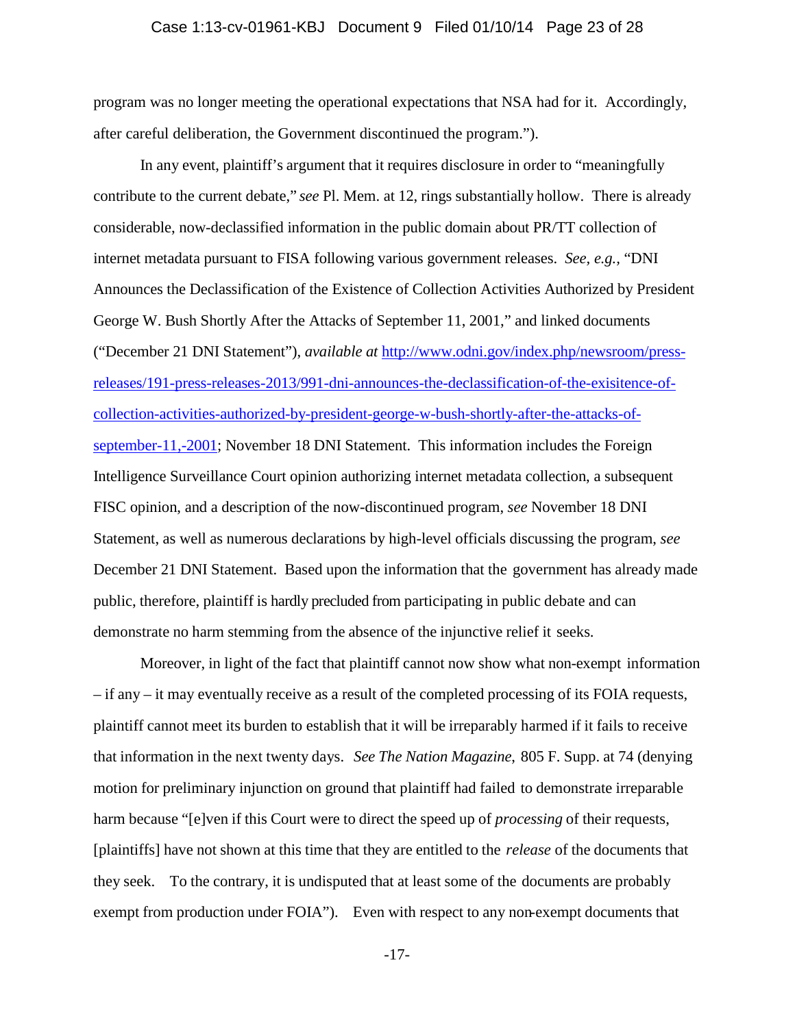program was no longer meeting the operational expectations that NSA had for it. Accordingly, after careful deliberation, the Government discontinued the program.").

In any event, plaintiff's argument that it requires disclosure in order to "meaningfully contribute to the current debate," *see* Pl. Mem. at 12, rings substantially hollow. There is already considerable, now-declassified information in the public domain about PR/TT collection of internet metadata pursuant to FISA following various government releases. *See, e.g.,* "DNI Announces the Declassification of the Existence of Collection Activities Authorized by President George W. Bush Shortly After the Attacks of September 11, 2001," and linked documents ("December 21 DNI Statement"), *available at* [http://www.odni.gov/index.php/newsroom/press-releases/191-press-releases-2013/991-dni-announces-the-declassification-of-the-exisitence-of-collection-activities-authorized-by-president-george-w-bush-shortly-after-the-attacks-of-september-11,-2001](http://www.odni.gov/index.php/newsroom/press-releases/191-press-releases-2013/991-dni-announces-the-declassification-of-the-exisitence-of-collection-activities-authorized-by-president-george-w-bush-shortly-after-the-attacks-of-september-11,-2001); November 18 DNI Statement. This information includes the Foreign Intelligence Surveillance Court opinion authorizing internet metadata collection, a subsequent FISC opinion, and a description of the now-discontinued program, *see* November 18 DNI Statement, as well as numerous declarations by high-level officials discussing the program, *see* December 21 DNI Statement. Based upon the information that the government has already made public, therefore, plaintiff is hardly precluded from participating in public debate and can demonstrate no harm stemming from the absence of the injunctive relief it seeks.

Moreover, in light of the fact that plaintiff cannot now show what non-exempt information – if any – it may eventually receive as a result of the completed processing of its FOIA requests, plaintiff cannot meet its burden to establish that it will be irreparably harmed if it fails to receive that information in the next twenty days. *See The Nation Magazine*, 805 F. Supp. at 74 (denying motion for preliminary injunction on ground that plaintiff had failed to demonstrate irreparable harm because "[e]ven if this Court were to direct the speed up of *processing* of their requests, [plaintiffs] have not shown at this time that they are entitled to the *release* of the documents that they seek. To the contrary, it is undisputed that at least some of the documents are probably exempt from production under FOIA"). Even with respect to any non-exempt documents that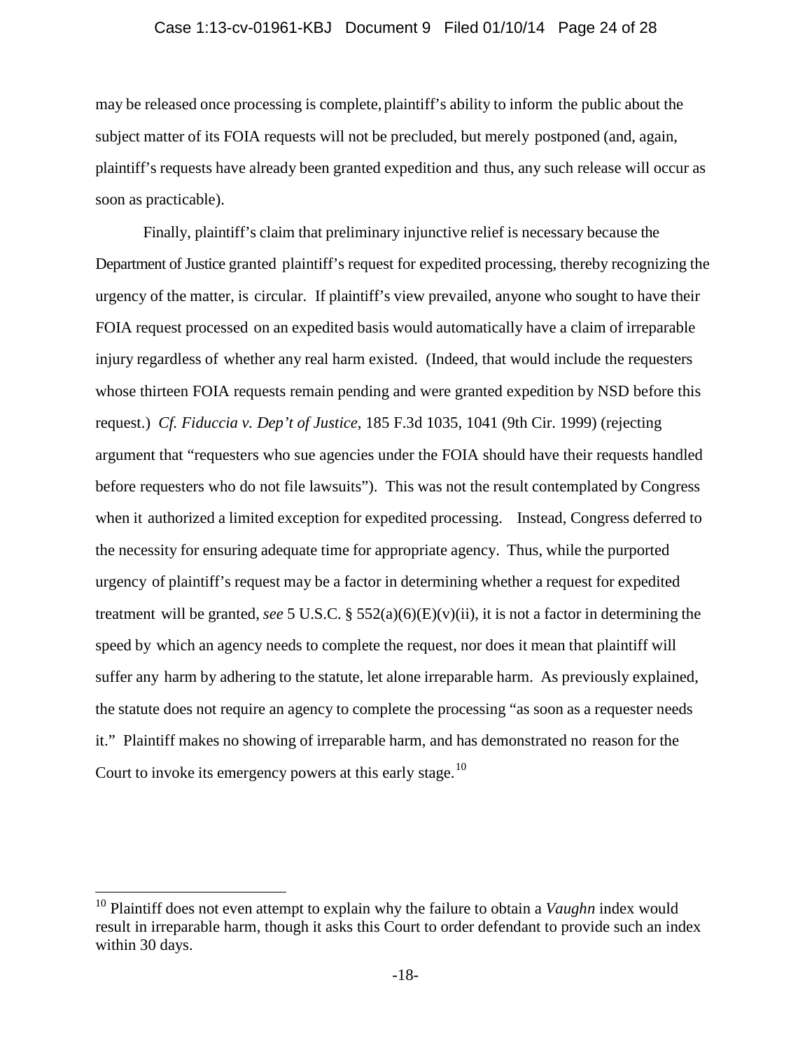may be released once processing is complete, plaintiff's ability to inform the public about the subject matter of its FOIA requests will not be precluded, but merely postponed (and, again, plaintiff's requests have already been granted expedition and thus, any such release will occur as soon as practicable).

Finally, plaintiff's claim that preliminary injunctive relief is necessary because the Department of Justice granted plaintiff's request for expedited processing, thereby recognizing the urgency of the matter, is circular. If plaintiff's view prevailed, anyone who sought to have their FOIA request processed on an expedited basis would automatically have a claim of irreparable injury regardless of whether any real harm existed. (Indeed, that would include the requesters whose thirteen FOIA requests remain pending and were granted expedition by NSD before this request.) *Cf. Fiduccia v. Dep't of Justice*, 185 F.3d 1035, 1041 (9th Cir. 1999) (rejecting argument that "requesters who sue agencies under the FOIA should have their requests handled before requesters who do not file lawsuits"). This was not the result contemplated by Congress when it authorized a limited exception for expedited processing. Instead, Congress deferred to the necessity for ensuring adequate time for appropriate agency. Thus, while the purported urgency of plaintiff's request may be a factor in determining whether a request for expedited treatment will be granted, *see* 5 U.S.C. § 552(a)(6)(E)(v)(ii), it is not a factor in determining the speed by which an agency needs to complete the request, nor does it mean that plaintiff will suffer any harm by adhering to the statute, let alone irreparable harm. As previously explained, the statute does not require an agency to complete the processing "as soon as a requester needs it." Plaintiff makes no showing of irreparable harm, and has demonstrated no reason for the Court to invoke its emergency powers at this early stage.[10]

[10] Plaintiff does not even attempt to explain why the failure to obtain a *Vaughn* index would result in irreparable harm, though it asks this Court to order defendant to provide such an index within 30 days.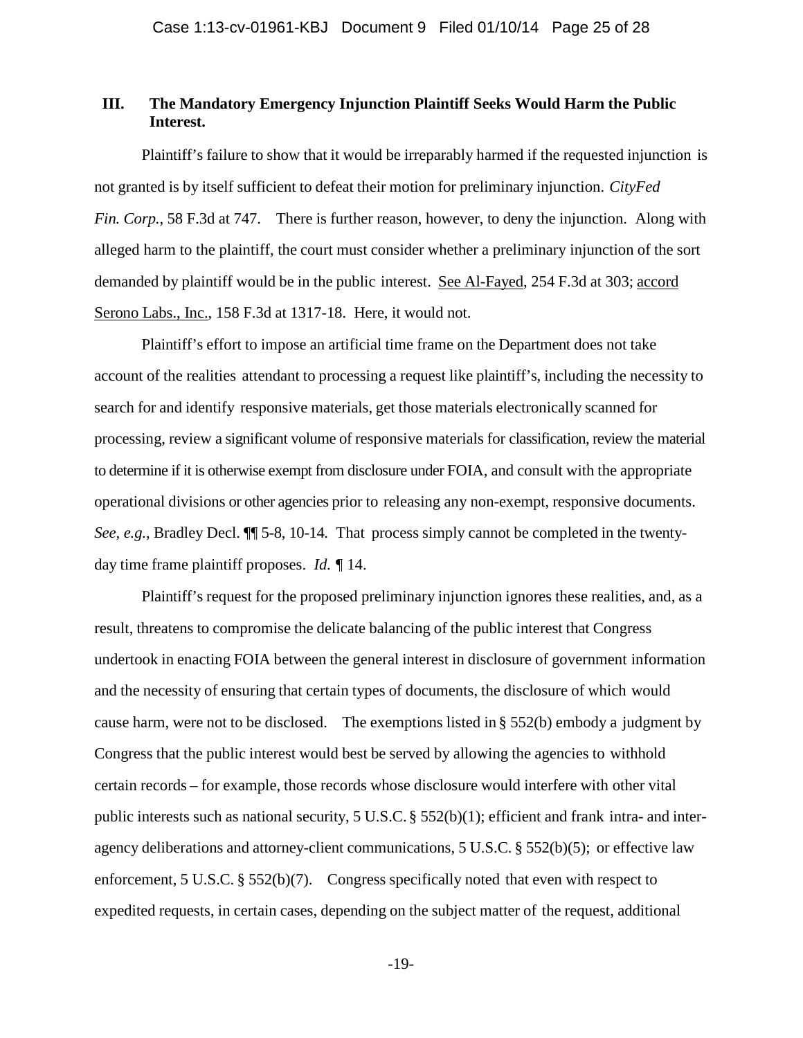## III. The Mandatory Emergency Injunction Plaintiff Seeks Would Harm the Public Interest.

Plaintiff's failure to show that it would be irreparably harmed if the requested injunction is not granted is by itself sufficient to defeat their motion for preliminary injunction. *CityFed Fin. Corp.*, 58 F.3d at 747. There is further reason, however, to deny the injunction. Along with alleged harm to the plaintiff, the court must consider whether a preliminary injunction of the sort demanded by plaintiff would be in the public interest. See Al-Fayed, 254 F.3d at 303; accord Serono Labs., Inc., 158 F.3d at 1317-18. Here, it would not.

Plaintiff's effort to impose an artificial time frame on the Department does not take account of the realities attendant to processing a request like plaintiff's, including the necessity to search for and identify responsive materials, get those materials electronically scanned for processing, review a significant volume of responsive materials for classification, review the material to determine if it is otherwise exempt from disclosure under FOIA, and consult with the appropriate operational divisions or other agencies prior to releasing any non-exempt, responsive documents. *See, e.g.*, Bradley Decl. ¶¶ 5-8, 10-14. That process simply cannot be completed in the twenty-day time frame plaintiff proposes. *Id.* ¶ 14.

Plaintiff's request for the proposed preliminary injunction ignores these realities, and, as a result, threatens to compromise the delicate balancing of the public interest that Congress undertook in enacting FOIA between the general interest in disclosure of government information and the necessity of ensuring that certain types of documents, the disclosure of which would cause harm, were not to be disclosed. The exemptions listed in § 552(b) embody a judgment by Congress that the public interest would best be served by allowing the agencies to withhold certain records – for example, those records whose disclosure would interfere with other vital public interests such as national security, 5 U.S.C. § 552(b)(1); efficient and frank intra- and inter-agency deliberations and attorney-client communications, 5 U.S.C. § 552(b)(5); or effective law enforcement, 5 U.S.C. § 552(b)(7). Congress specifically noted that even with respect to expedited requests, in certain cases, depending on the subject matter of the request, additional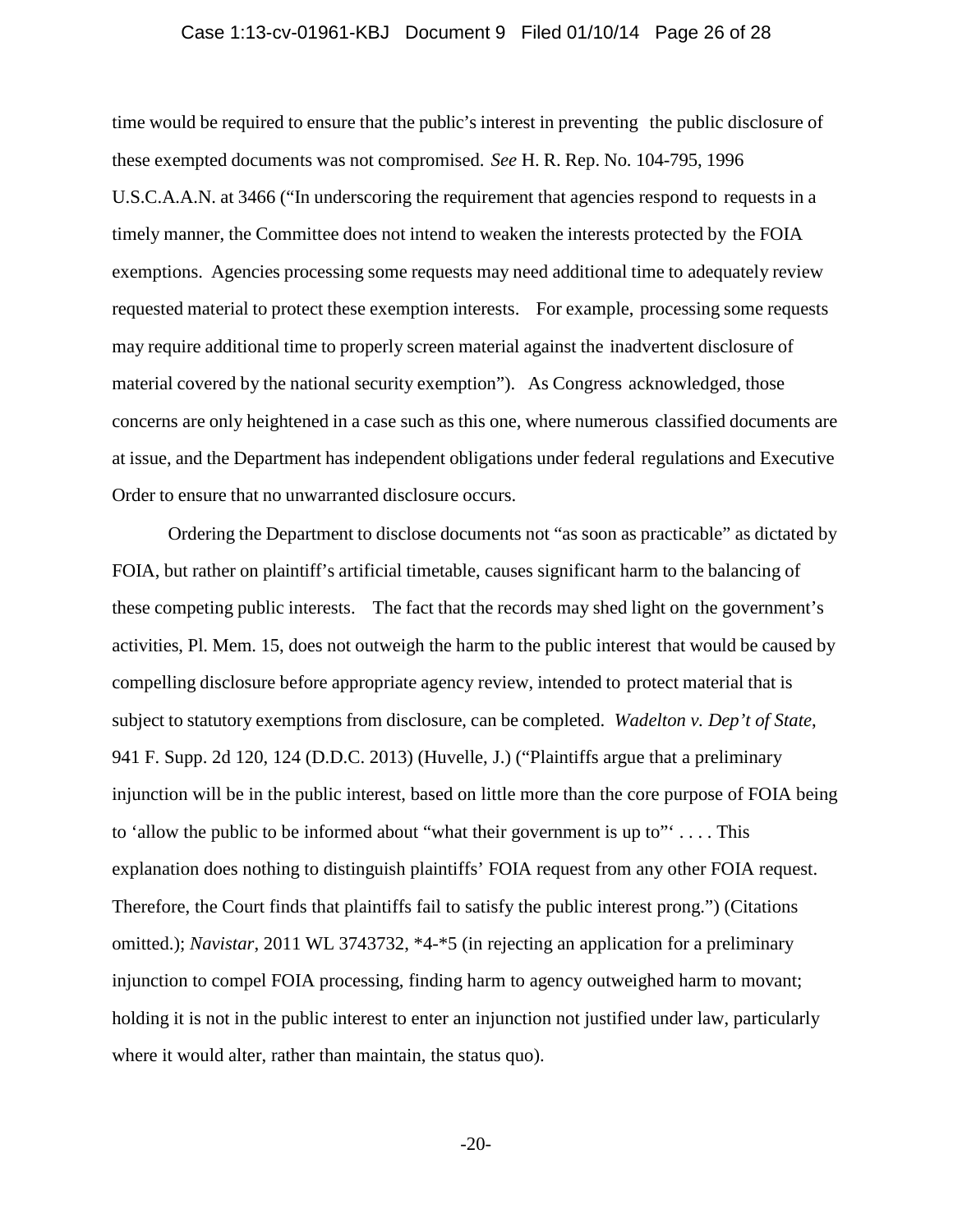time would be required to ensure that the public's interest in preventing the public disclosure of these exempted documents was not compromised. *See* H. R. Rep. No. 104-795, 1996 U.S.C.A.A.N. at 3466 ("In underscoring the requirement that agencies respond to requests in a timely manner, the Committee does not intend to weaken the interests protected by the FOIA exemptions. Agencies processing some requests may need additional time to adequately review requested material to protect these exemption interests. For example, processing some requests may require additional time to properly screen material against the inadvertent disclosure of material covered by the national security exemption"). As Congress acknowledged, those concerns are only heightened in a case such as this one, where numerous classified documents are at issue, and the Department has independent obligations under federal regulations and Executive Order to ensure that no unwarranted disclosure occurs.

Ordering the Department to disclose documents not "as soon as practicable" as dictated by FOIA, but rather on plaintiff's artificial timetable, causes significant harm to the balancing of these competing public interests. The fact that the records may shed light on the government's activities, Pl. Mem. 15, does not outweigh the harm to the public interest that would be caused by compelling disclosure before appropriate agency review, intended to protect material that is subject to statutory exemptions from disclosure, can be completed. *Wadelton v. Dep't of State*, 941 F. Supp. 2d 120, 124 (D.D.C. 2013) (Huvelle, J.) ("Plaintiffs argue that a preliminary injunction will be in the public interest, based on little more than the core purpose of FOIA being to 'allow the public to be informed about "what their government is up to"' . . . . This explanation does nothing to distinguish plaintiffs' FOIA request from any other FOIA request. Therefore, the Court finds that plaintiffs fail to satisfy the public interest prong.") (Citations omitted.); *Navistar*, 2011 WL 3743732, *4-*5 (in rejecting an application for a preliminary injunction to compel FOIA processing, finding harm to agency outweighed harm to movant; holding it is not in the public interest to enter an injunction not justified under law, particularly where it would alter, rather than maintain, the status quo).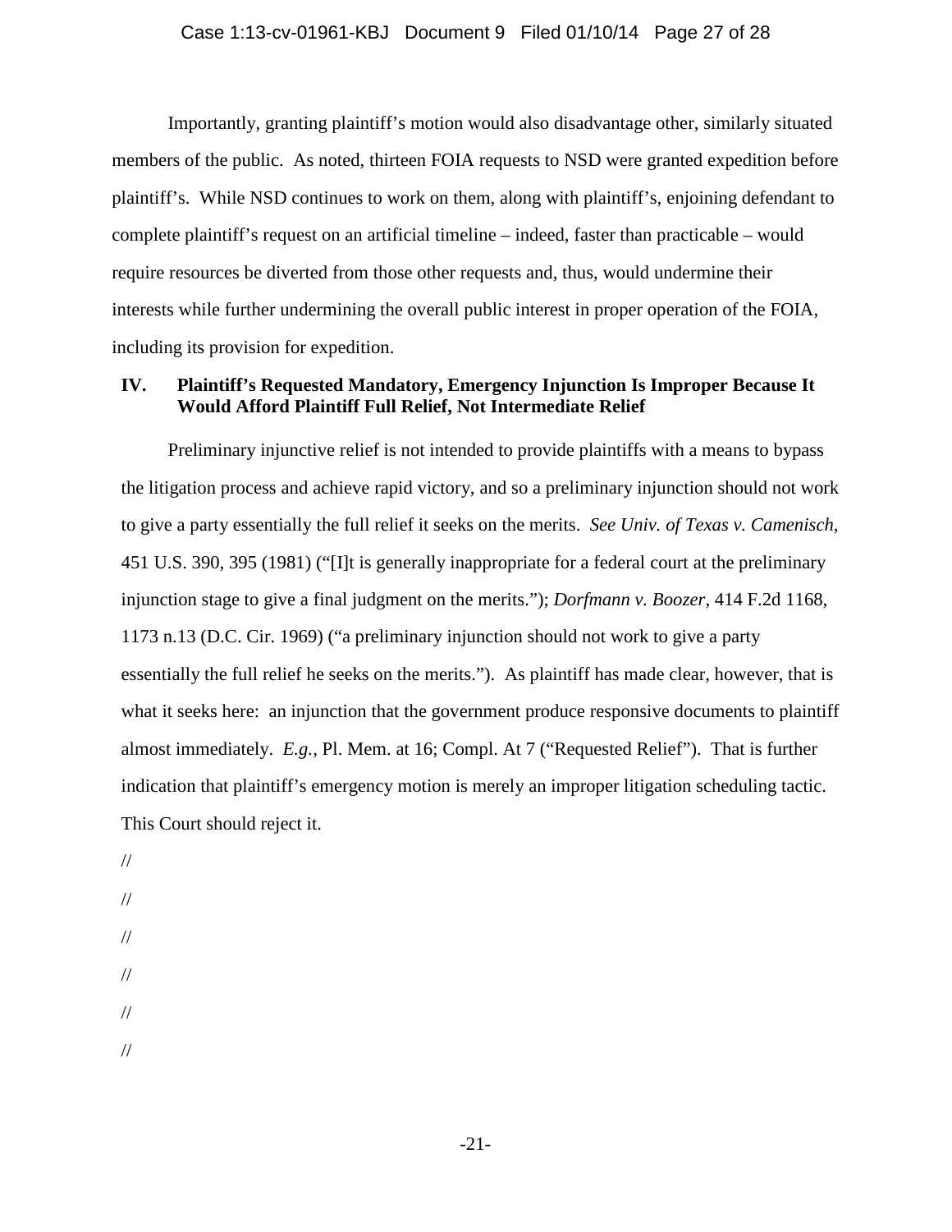Importantly, granting plaintiff's motion would also disadvantage other, similarly situated members of the public. As noted, thirteen FOIA requests to NSD were granted expedition before plaintiff's. While NSD continues to work on them, along with plaintiff's, enjoining defendant to complete plaintiff's request on an artificial timeline – indeed, faster than practicable – would require resources be diverted from those other requests and, thus, would undermine their interests while further undermining the overall public interest in proper operation of the FOIA, including its provision for expedition.

## IV. Plaintiff's Requested Mandatory, Emergency Injunction Is Improper Because It Would Afford Plaintiff Full Relief, Not Intermediate Relief

Preliminary injunctive relief is not intended to provide plaintiffs with a means to bypass the litigation process and achieve rapid victory, and so a preliminary injunction should not work to give a party essentially the full relief it seeks on the merits. *See Univ. of Texas v. Camenisch*, 451 U.S. 390, 395 (1981) ("[I]t is generally inappropriate for a federal court at the preliminary injunction stage to give a final judgment on the merits."); *Dorfmann v. Boozer*, 414 F.2d 1168, 1173 n.13 (D.C. Cir. 1969) ("a preliminary injunction should not work to give a party essentially the full relief he seeks on the merits."). As plaintiff has made clear, however, that is what it seeks here: an injunction that the government produce responsive documents to plaintiff almost immediately. *E.g.,* Pl. Mem. at 16; Compl. At 7 ("Requested Relief"). That is further indication that plaintiff's emergency motion is merely an improper litigation scheduling tactic. This Court should reject it.

//

//

//

//

//

//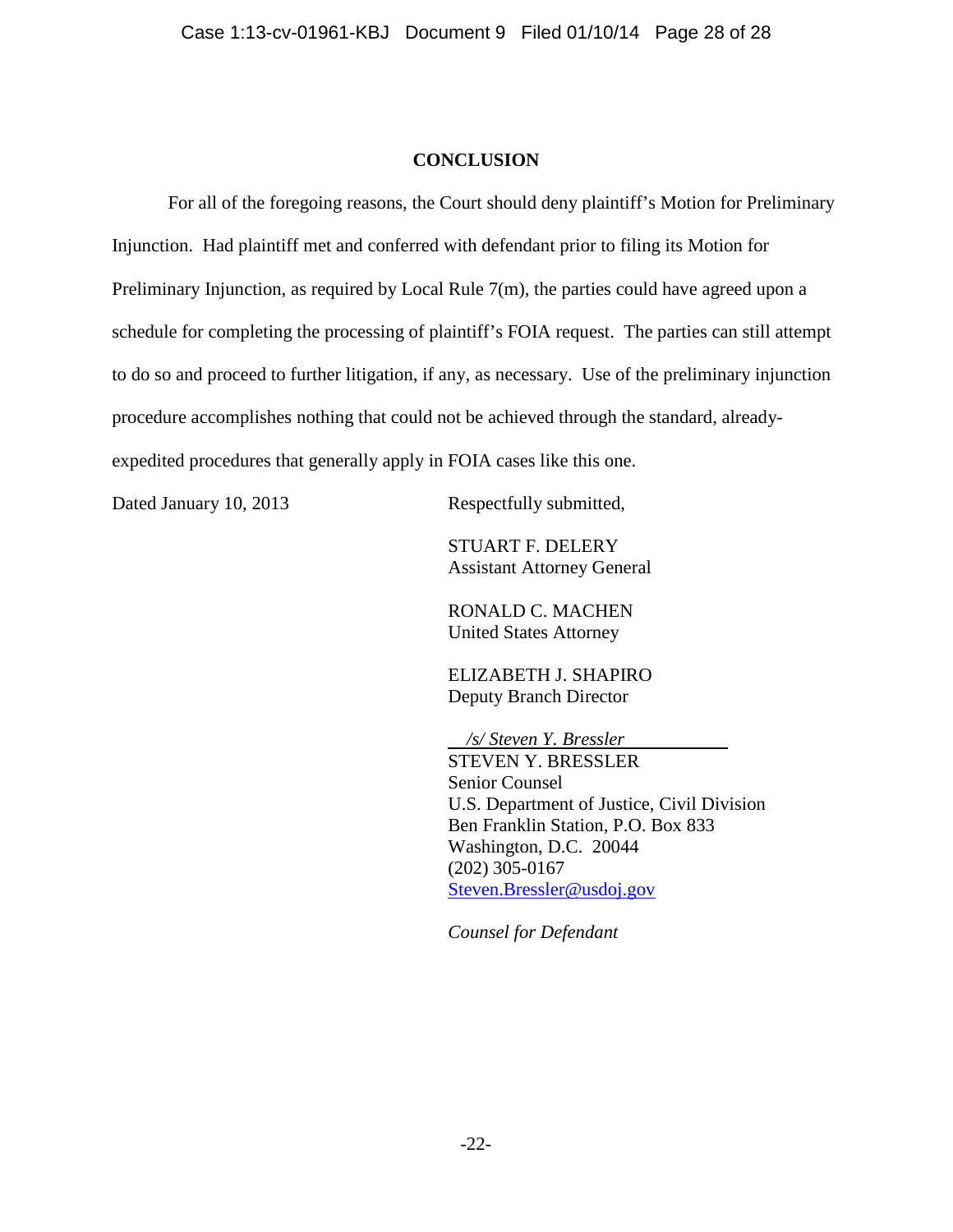## CONCLUSION

For all of the foregoing reasons, the Court should deny plaintiff's Motion for Preliminary Injunction. Had plaintiff met and conferred with defendant prior to filing its Motion for Preliminary Injunction, as required by Local Rule 7(m), the parties could have agreed upon a schedule for completing the processing of plaintiff's FOIA request. The parties can still attempt to do so and proceed to further litigation, if any, as necessary. Use of the preliminary injunction procedure accomplishes nothing that could not be achieved through the standard, already-expedited procedures that generally apply in FOIA cases like this one.

Dated January 10, 2013

Respectfully submitted,

STUART F. DELERY
Assistant Attorney General

RONALD C. MACHEN
United States Attorney

ELIZABETH J. SHAPIRO
Deputy Branch Director

*/s/ Steven Y. Bressler*
STEVEN Y. BRESSLER
Senior Counsel
U.S. Department of Justice, Civil Division
Ben Franklin Station, P.O. Box 833
Washington, D.C. 20044
(202) 305-0167
Steven.Bressler@usdoj.gov

*Counsel for Defendant*